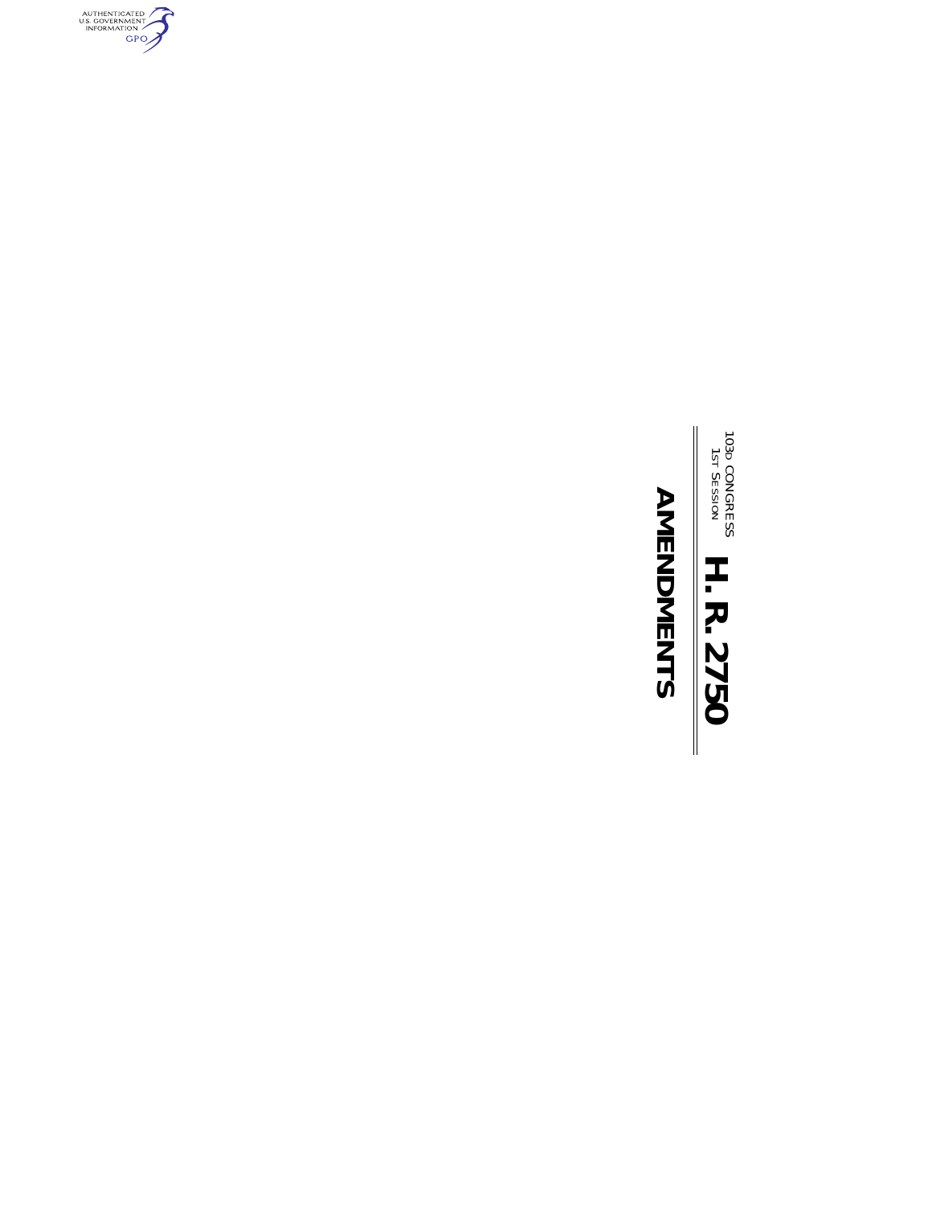103d CONGRESS
1st Session

# H. R. 2750

## AMENDMENTS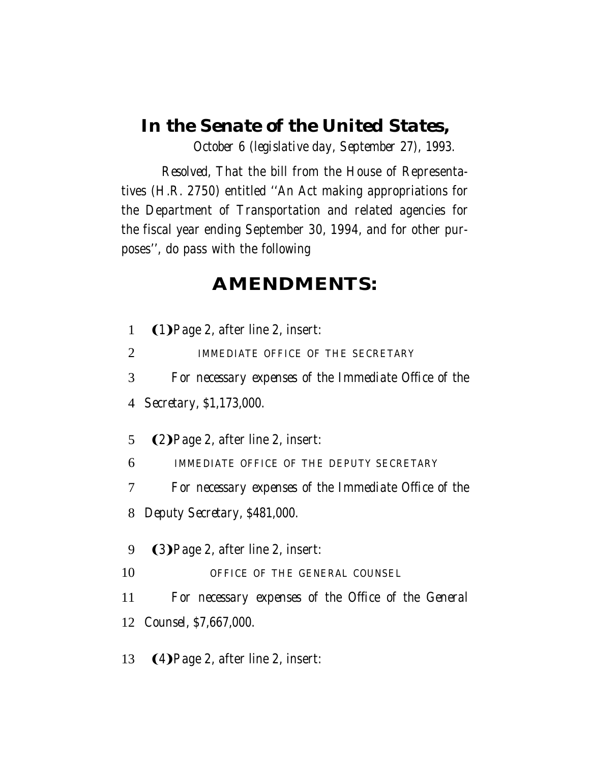# In the Senate of the United States,

*October 6 (legislative day, September 27), 1993.*

*Resolved,* That the bill from the House of Representatives (H.R. 2750) entitled ''An Act making appropriations for the Department of Transportation and related agencies for the fiscal year ending September 30, 1994, and for other purposes'', do pass with the following

## AMENDMENTS:

1 **(1)** Page 2, after line 2, insert:

2 IMMEDIATE OFFICE OF THE SECRETARY

3 *For necessary expenses of the Immediate Office of the*
4 *Secretary, $1,173,000.*

5 **(2)** Page 2, after line 2, insert:

6 IMMEDIATE OFFICE OF THE DEPUTY SECRETARY

7 *For necessary expenses of the Immediate Office of the*
8 *Deputy Secretary, $481,000.*

9 **(3)** Page 2, after line 2, insert:

10 OFFICE OF THE GENERAL COUNSEL

11 *For necessary expenses of the Office of the General*
12 *Counsel, $7,667,000.*

13 **(4)** Page 2, after line 2, insert: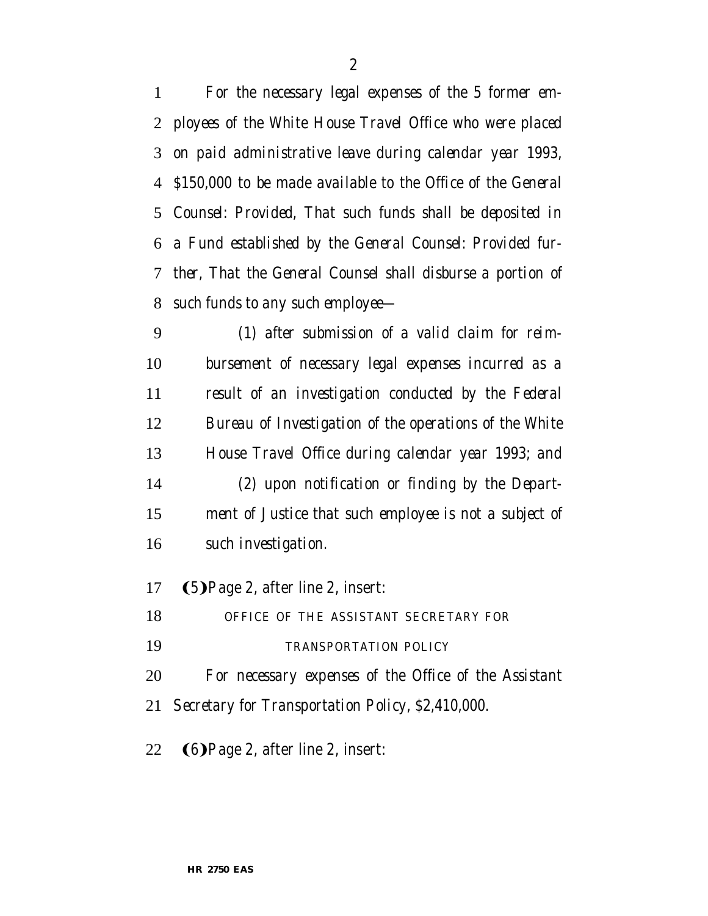*For the necessary legal expenses of the 5 former employees of the White House Travel Office who were placed on paid administrative leave during calendar year 1993, $150,000 to be made available to the Office of the General Counsel: Provided, That such funds shall be deposited in a Fund established by the General Counsel: Provided further, That the General Counsel shall disburse a portion of such funds to any such employee—*

*(1) after submission of a valid claim for reimbursement of necessary legal expenses incurred as a result of an investigation conducted by the Federal Bureau of Investigation of the operations of the White House Travel Office during calendar year 1993; and*

*(2) upon notification or finding by the Department of Justice that such employee is not a subject of such investigation.*

(5) Page 2, after line 2, insert:

OFFICE OF THE ASSISTANT SECRETARY FOR TRANSPORTATION POLICY

*For necessary expenses of the Office of the Assistant Secretary for Transportation Policy, $2,410,000.*

(6) Page 2, after line 2, insert: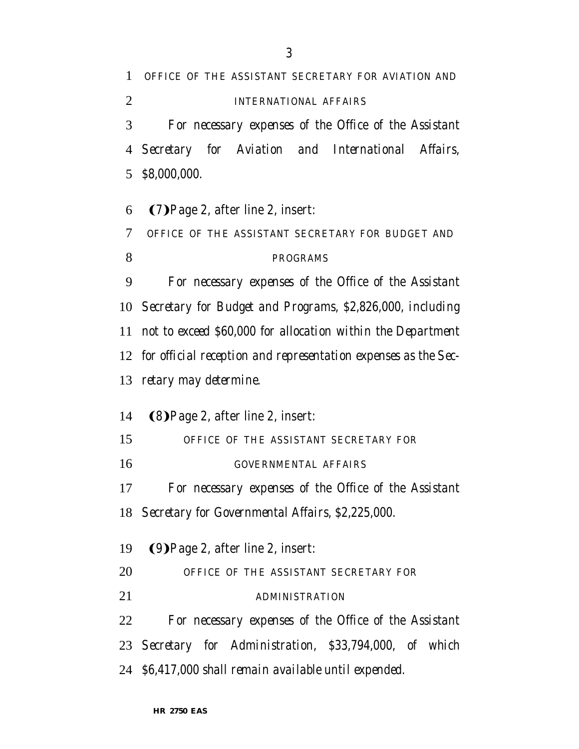OFFICE OF THE ASSISTANT SECRETARY FOR AVIATION AND INTERNATIONAL AFFAIRS

*For necessary expenses of the Office of the Assistant Secretary for Aviation and International Affairs, $8,000,000.*

(7) Page 2, after line 2, insert:

OFFICE OF THE ASSISTANT SECRETARY FOR BUDGET AND PROGRAMS

*For necessary expenses of the Office of the Assistant Secretary for Budget and Programs, $2,826,000, including not to exceed $60,000 for allocation within the Department for official reception and representation expenses as the Secretary may determine.*

(8) Page 2, after line 2, insert:

OFFICE OF THE ASSISTANT SECRETARY FOR GOVERNMENTAL AFFAIRS

*For necessary expenses of the Office of the Assistant Secretary for Governmental Affairs, $2,225,000.*

(9) Page 2, after line 2, insert:

OFFICE OF THE ASSISTANT SECRETARY FOR ADMINISTRATION

*For necessary expenses of the Office of the Assistant Secretary for Administration, $33,794,000, of which $6,417,000 shall remain available until expended.*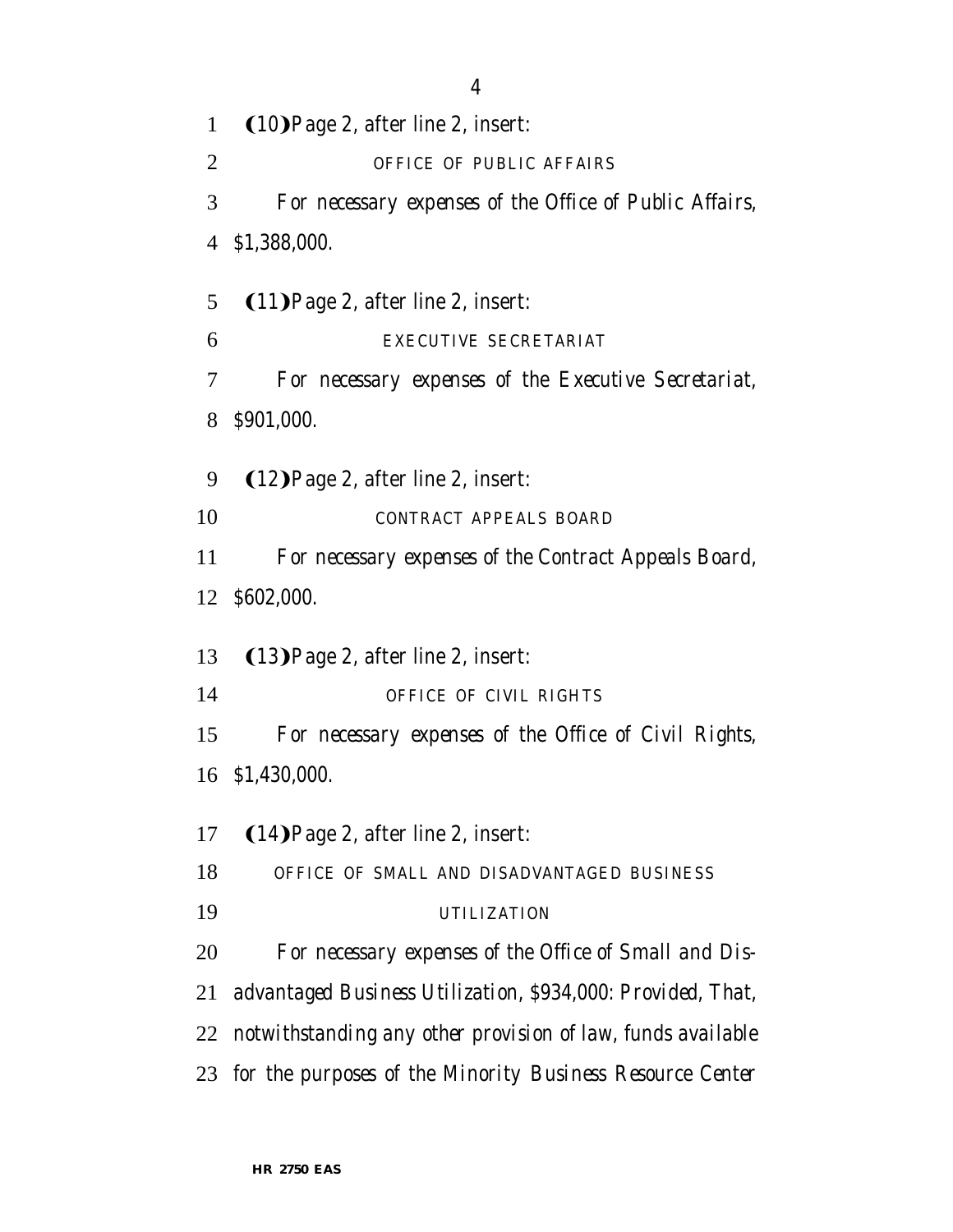(10) Page 2, after line 2, insert:

OFFICE OF PUBLIC AFFAIRS

*For necessary expenses of the Office of Public Affairs, $1,388,000.*

(11) Page 2, after line 2, insert:

EXECUTIVE SECRETARIAT

*For necessary expenses of the Executive Secretariat, $901,000.*

(12) Page 2, after line 2, insert:

CONTRACT APPEALS BOARD

*For necessary expenses of the Contract Appeals Board, $602,000.*

(13) Page 2, after line 2, insert:

OFFICE OF CIVIL RIGHTS

*For necessary expenses of the Office of Civil Rights, $1,430,000.*

(14) Page 2, after line 2, insert:

OFFICE OF SMALL AND DISADVANTAGED BUSINESS UTILIZATION

*For necessary expenses of the Office of Small and Disadvantaged Business Utilization, $934,000: Provided, That, notwithstanding any other provision of law, funds available for the purposes of the Minority Business Resource Center*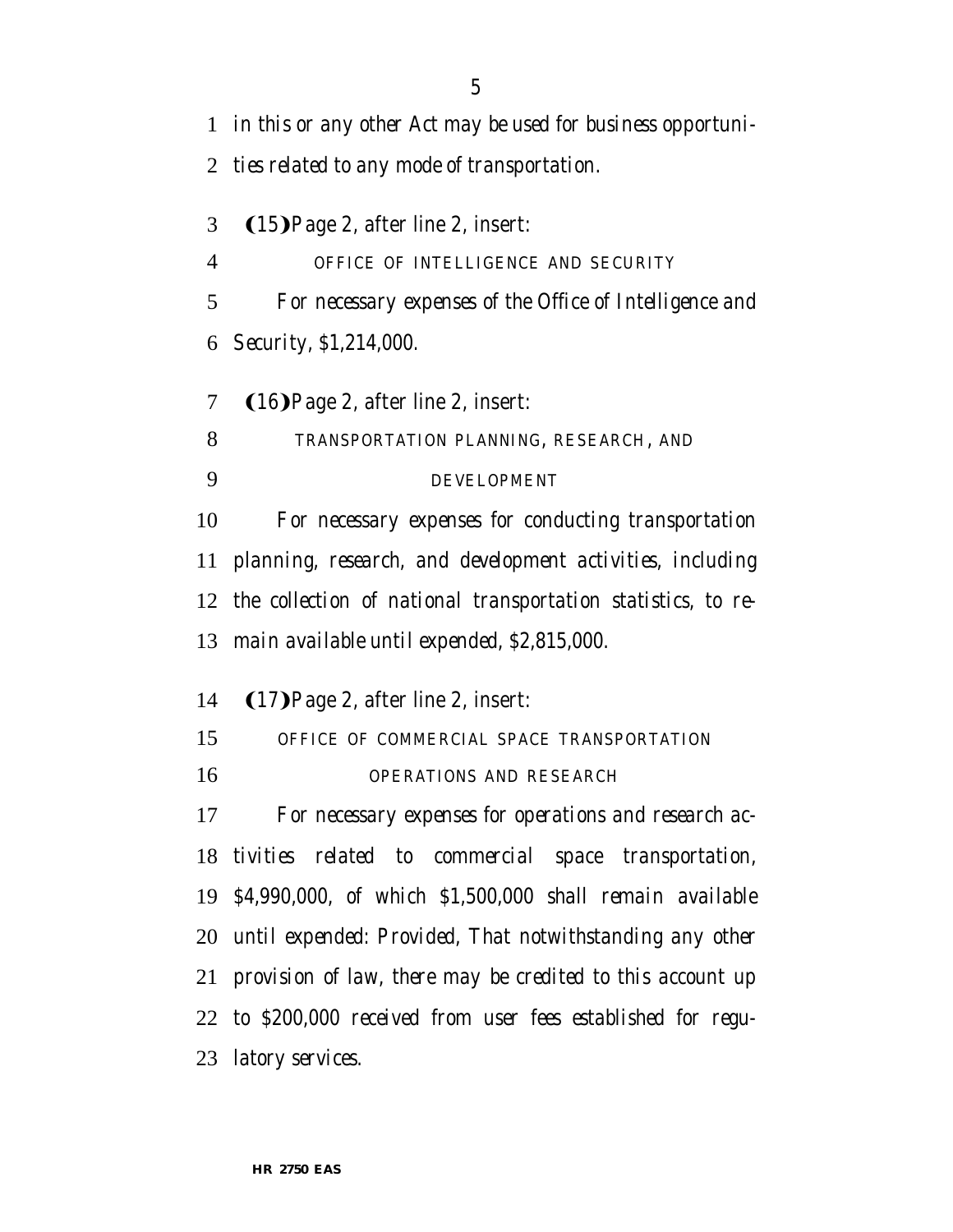in this or any other Act may be used for business opportunities related to any mode of transportation.

(15) Page 2, after line 2, insert:

OFFICE OF INTELLIGENCE AND SECURITY

For necessary expenses of the Office of Intelligence and Security, $1,214,000.

(16) Page 2, after line 2, insert:

TRANSPORTATION PLANNING, RESEARCH, AND DEVELOPMENT

For necessary expenses for conducting transportation planning, research, and development activities, including the collection of national transportation statistics, to remain available until expended, $2,815,000.

(17) Page 2, after line 2, insert:

OFFICE OF COMMERCIAL SPACE TRANSPORTATION

OPERATIONS AND RESEARCH

For necessary expenses for operations and research activities related to commercial space transportation, $4,990,000, of which $1,500,000 shall remain available until expended: *Provided*, That notwithstanding any other provision of law, there may be credited to this account up to $200,000 received from user fees established for regulatory services.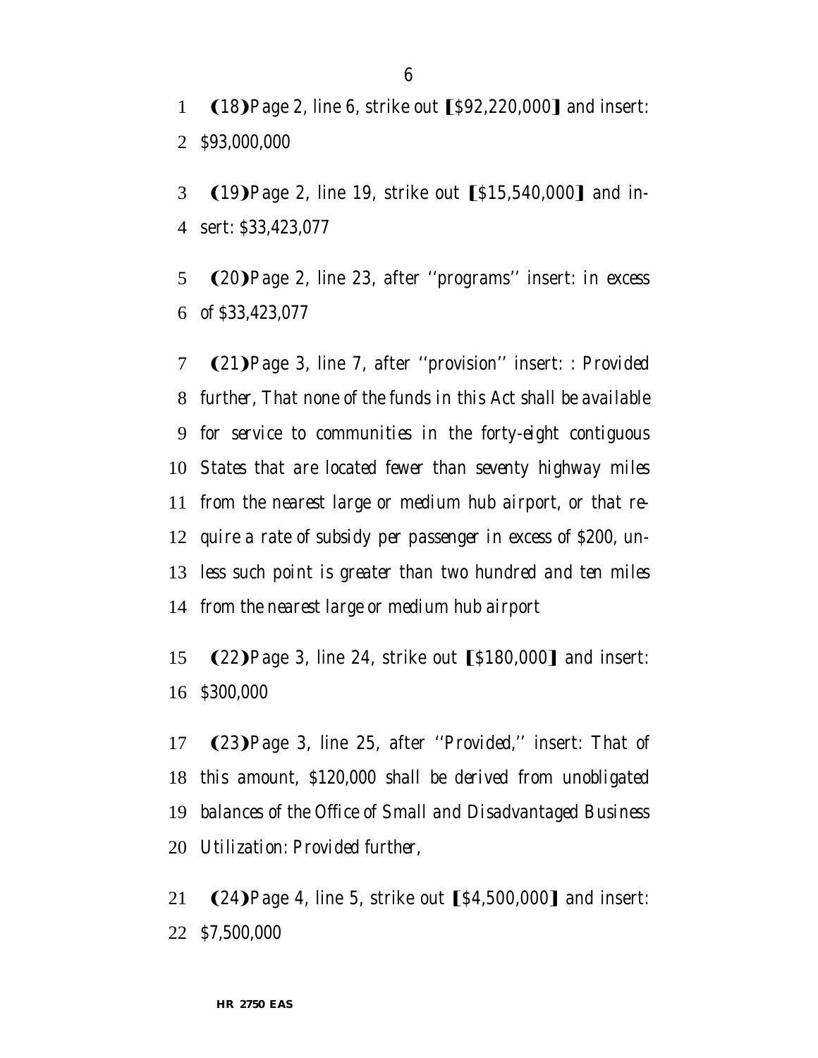(18) Page 2, line 6, strike out [$92,220,000] and insert: $93,000,000

(19) Page 2, line 19, strike out [$15,540,000] and insert: $33,423,077

(20) Page 2, line 23, after "programs" insert: *in excess of $33,423,077*

(21) Page 3, line 7, after "provision" insert: *: Provided further, That none of the funds in this Act shall be available for service to communities in the forty-eight contiguous States that are located fewer than seventy highway miles from the nearest large or medium hub airport, or that require a rate of subsidy per passenger in excess of $200, unless such point is greater than two hundred and ten miles from the nearest large or medium hub airport*

(22) Page 3, line 24, strike out [$180,000] and insert: $300,000

(23) Page 3, line 25, after "Provided," insert: *That of this amount, $120,000 shall be derived from unobligated balances of the Office of Small and Disadvantaged Business Utilization: Provided further,*

(24) Page 4, line 5, strike out [$4,500,000] and insert: $7,500,000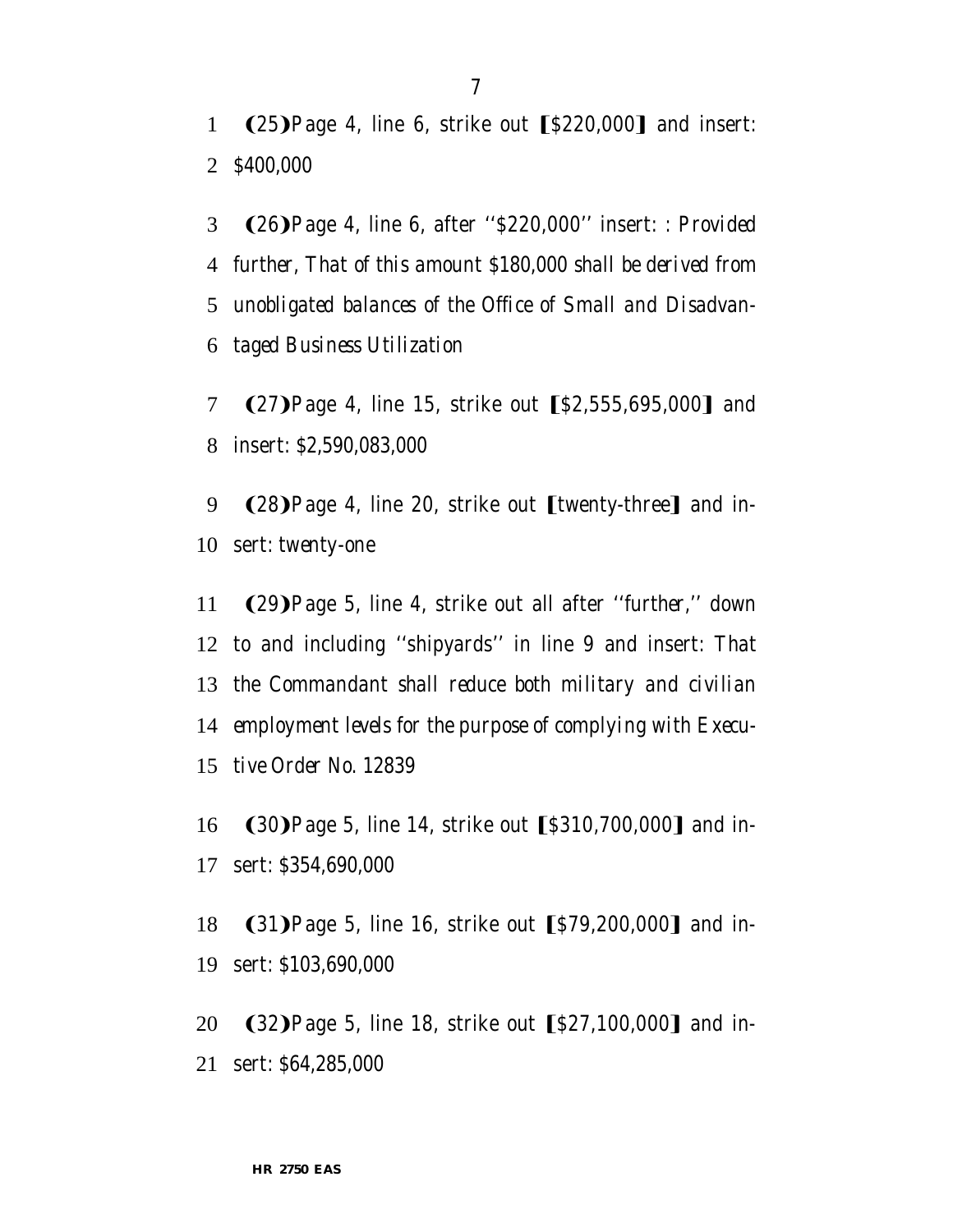(25) Page 4, line 6, strike out [$220,000] and insert: *$400,000*

(26) Page 4, line 6, after ''$220,000'' insert: *: Provided further, That of this amount $180,000 shall be derived from unobligated balances of the Office of Small and Disadvantaged Business Utilization*

(27) Page 4, line 15, strike out [$2,555,695,000] and insert: *$2,590,083,000*

(28) Page 4, line 20, strike out [twenty-three] and insert: *twenty-one*

(29) Page 5, line 4, strike out all after ''further,'' down to and including ''shipyards'' in line 9 and insert: *That the Commandant shall reduce both military and civilian employment levels for the purpose of complying with Executive Order No. 12839*

(30) Page 5, line 14, strike out [$310,700,000] and insert: *$354,690,000*

(31) Page 5, line 16, strike out [$79,200,000] and insert: *$103,690,000*

(32) Page 5, line 18, strike out [$27,100,000] and insert: *$64,285,000*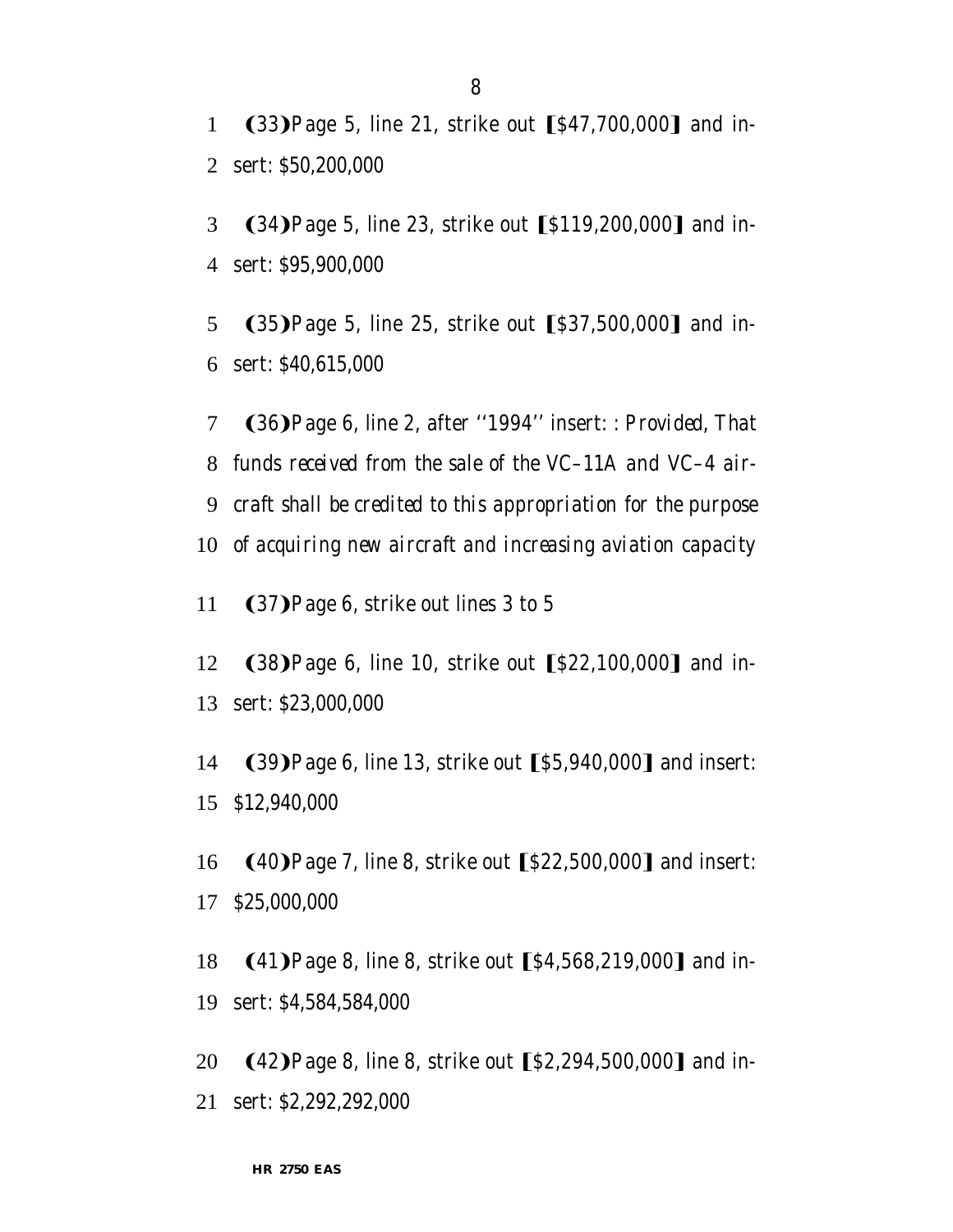(33) Page 5, line 21, strike out [$47,700,000] and insert: $50,200,000

(34) Page 5, line 23, strike out [$119,200,000] and insert: $95,900,000

(35) Page 5, line 25, strike out [$37,500,000] and insert: $40,615,000

(36) Page 6, line 2, after ''1994'' insert: : *Provided, That funds received from the sale of the VC–11A and VC–4 aircraft shall be credited to this appropriation for the purpose of acquiring new aircraft and increasing aviation capacity*

(37) Page 6, strike out lines 3 to 5

(38) Page 6, line 10, strike out [$22,100,000] and insert: $23,000,000

(39) Page 6, line 13, strike out [$5,940,000] and insert: $12,940,000

(40) Page 7, line 8, strike out [$22,500,000] and insert: $25,000,000

(41) Page 8, line 8, strike out [$4,568,219,000] and insert: $4,584,584,000

(42) Page 8, line 8, strike out [$2,294,500,000] and insert: $2,292,292,000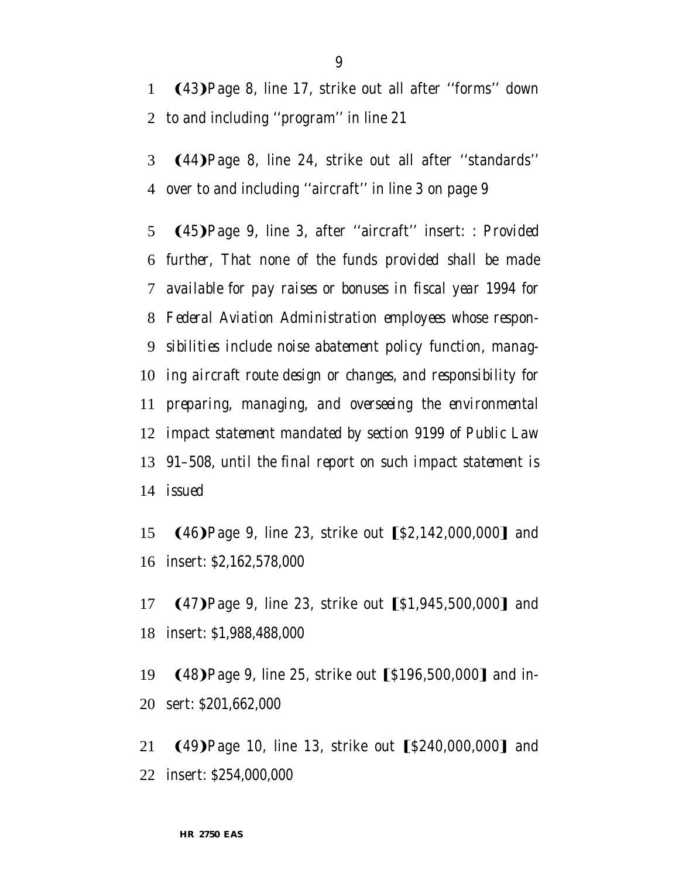(43) Page 8, line 17, strike out all after ''forms'' down to and including ''program'' in line 21

(44) Page 8, line 24, strike out all after ''standards'' over to and including ''aircraft'' in line 3 on page 9

(45) Page 9, line 3, after ''aircraft'' insert: *: Provided further, That none of the funds provided shall be made available for pay raises or bonuses in fiscal year 1994 for Federal Aviation Administration employees whose responsibilities include noise abatement policy function, managing aircraft route design or changes, and responsibility for preparing, managing, and overseeing the environmental impact statement mandated by section 9199 of Public Law 91–508, until the final report on such impact statement is issued*

(46) Page 9, line 23, strike out [$2,142,000,000] and insert: $2,162,578,000

(47) Page 9, line 23, strike out [$1,945,500,000] and insert: $1,988,488,000

(48) Page 9, line 25, strike out [$196,500,000] and insert: $201,662,000

(49) Page 10, line 13, strike out [$240,000,000] and insert: $254,000,000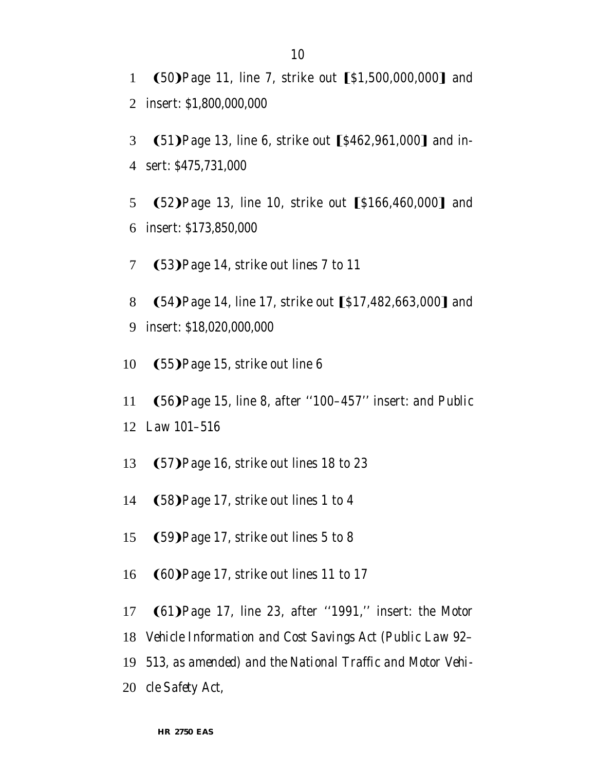(50)Page 11, line 7, strike out [$1,500,000,000] and insert: $1,800,000,000

(51)Page 13, line 6, strike out [$462,961,000] and insert: $475,731,000

(52)Page 13, line 10, strike out [$166,460,000] and insert: $173,850,000

(53)Page 14, strike out lines 7 to 11

(54)Page 14, line 17, strike out [$17,482,663,000] and insert: $18,020,000,000

(55)Page 15, strike out line 6

(56)Page 15, line 8, after ''100–457'' insert: and Public Law 101–516

(57)Page 16, strike out lines 18 to 23

(58)Page 17, strike out lines 1 to 4

(59)Page 17, strike out lines 5 to 8

(60)Page 17, strike out lines 11 to 17

(61)Page 17, line 23, after ''1991,'' insert: the Motor Vehicle Information and Cost Savings Act (Public Law 92–513, as amended) and the National Traffic and Motor Vehicle Safety Act,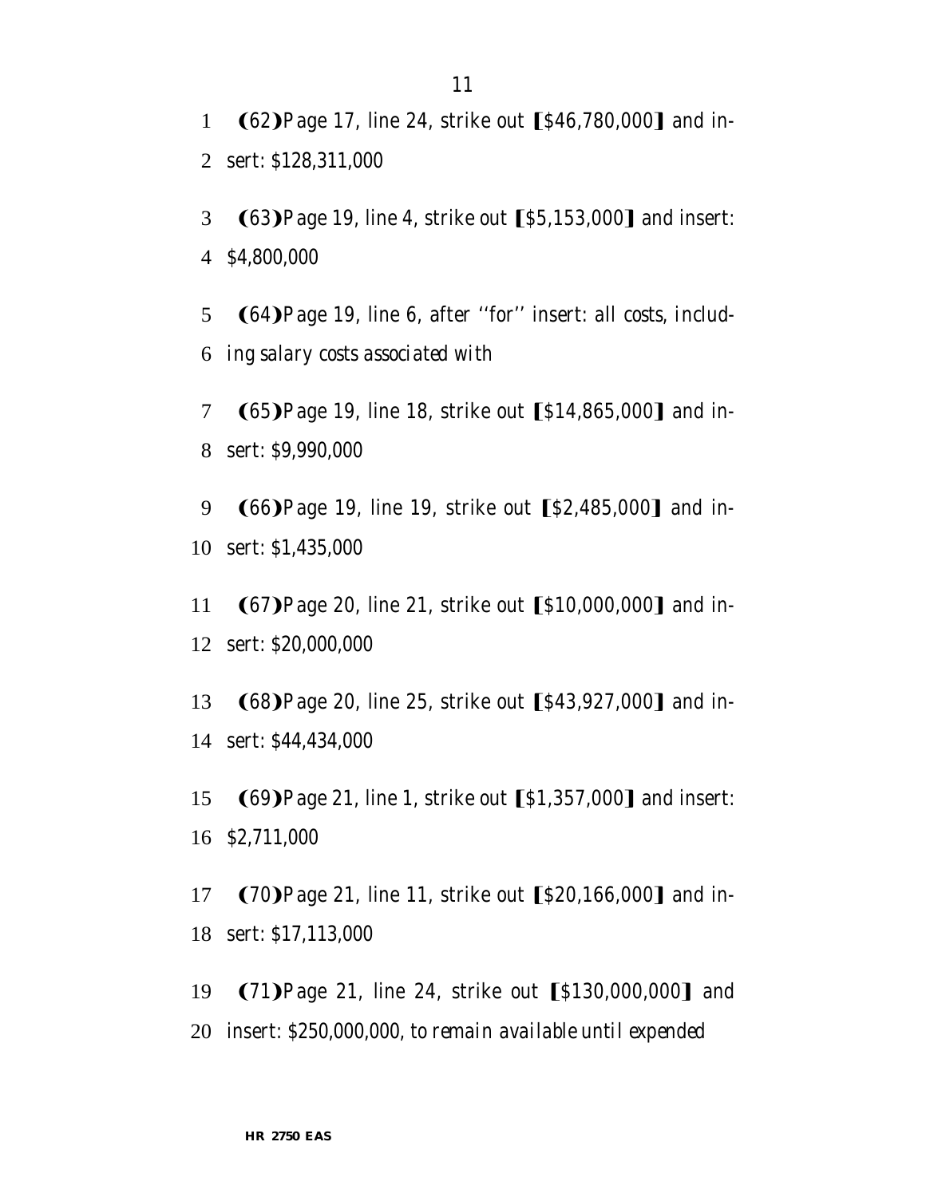(62) Page 17, line 24, strike out [$46,780,000] and insert: $128,311,000

(63) Page 19, line 4, strike out [$5,153,000] and insert: $4,800,000

(64) Page 19, line 6, after "for" insert: *all costs, including salary costs associated with*

(65) Page 19, line 18, strike out [$14,865,000] and insert: $9,990,000

(66) Page 19, line 19, strike out [$2,485,000] and insert: $1,435,000

(67) Page 20, line 21, strike out [$10,000,000] and insert: $20,000,000

(68) Page 20, line 25, strike out [$43,927,000] and insert: $44,434,000

(69) Page 21, line 1, strike out [$1,357,000] and insert: $2,711,000

(70) Page 21, line 11, strike out [$20,166,000] and insert: $17,113,000

(71) Page 21, line 24, strike out [$130,000,000] and insert: $250,000,000, *to remain available until expended*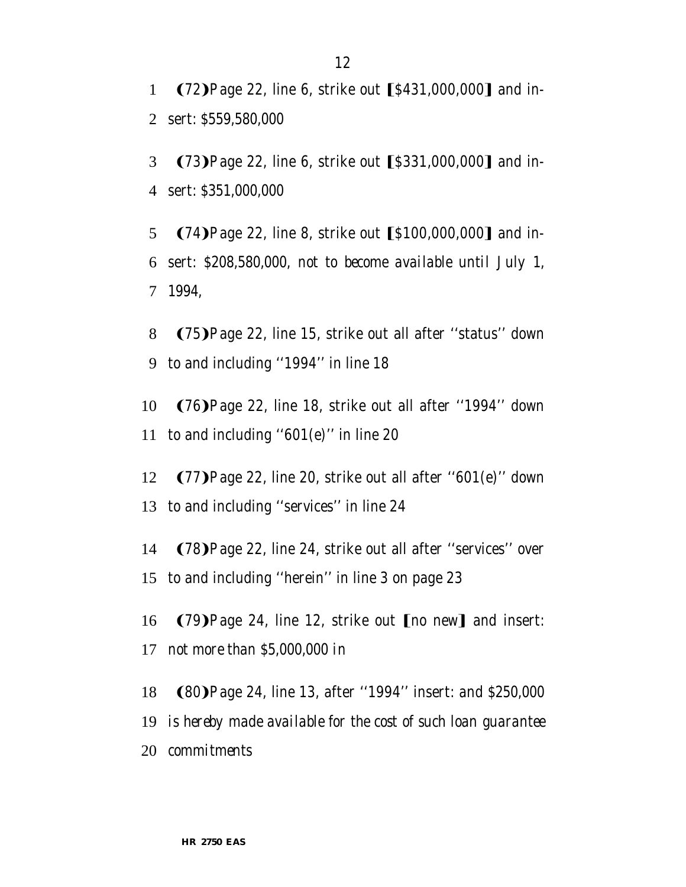(72) Page 22, line 6, strike out [$431,000,000] and insert: *$559,580,000*

(73) Page 22, line 6, strike out [$331,000,000] and insert: *$351,000,000*

(74) Page 22, line 8, strike out [$100,000,000] and insert: *$208,580,000, not to become available until July 1, 1994,*

(75) Page 22, line 15, strike out all after ''status'' down to and including ''1994'' in line 18

(76) Page 22, line 18, strike out all after ''1994'' down to and including ''601(e)'' in line 20

(77) Page 22, line 20, strike out all after ''601(e)'' down to and including ''services'' in line 24

(78) Page 22, line 24, strike out all after ''services'' over to and including ''herein'' in line 3 on page 23

(79) Page 24, line 12, strike out [no new] and insert: *not more than $5,000,000 in*

(80) Page 24, line 13, after ''1994'' insert: *and $250,000 is hereby made available for the cost of such loan guarantee commitments*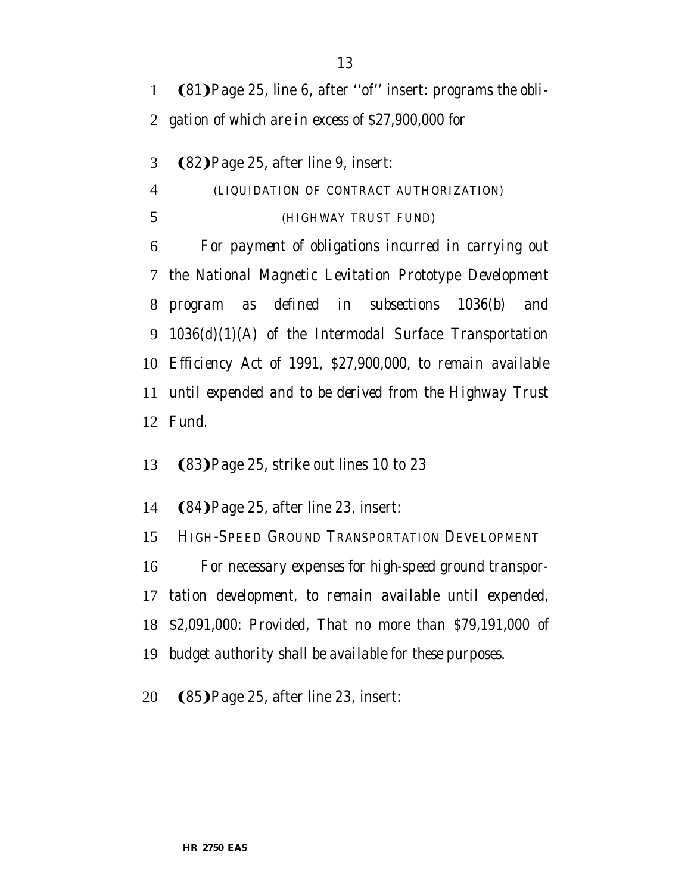(81) Page 25, line 6, after "of" insert: *programs the obligation of which are in excess of $27,900,000 for*

(82) Page 25, after line 9, insert:

(LIQUIDATION OF CONTRACT AUTHORIZATION)

(HIGHWAY TRUST FUND)

*For payment of obligations incurred in carrying out the National Magnetic Levitation Prototype Development program as defined in subsections 1036(b) and 1036(d)(1)(A) of the Intermodal Surface Transportation Efficiency Act of 1991, $27,900,000, to remain available until expended and to be derived from the Highway Trust Fund.*

(83) Page 25, strike out lines 10 to 23

(84) Page 25, after line 23, insert:

HIGH-SPEED GROUND TRANSPORTATION DEVELOPMENT

*For necessary expenses for high-speed ground transportation development, to remain available until expended, $2,091,000: Provided, That no more than $79,191,000 of budget authority shall be available for these purposes.*

(85) Page 25, after line 23, insert: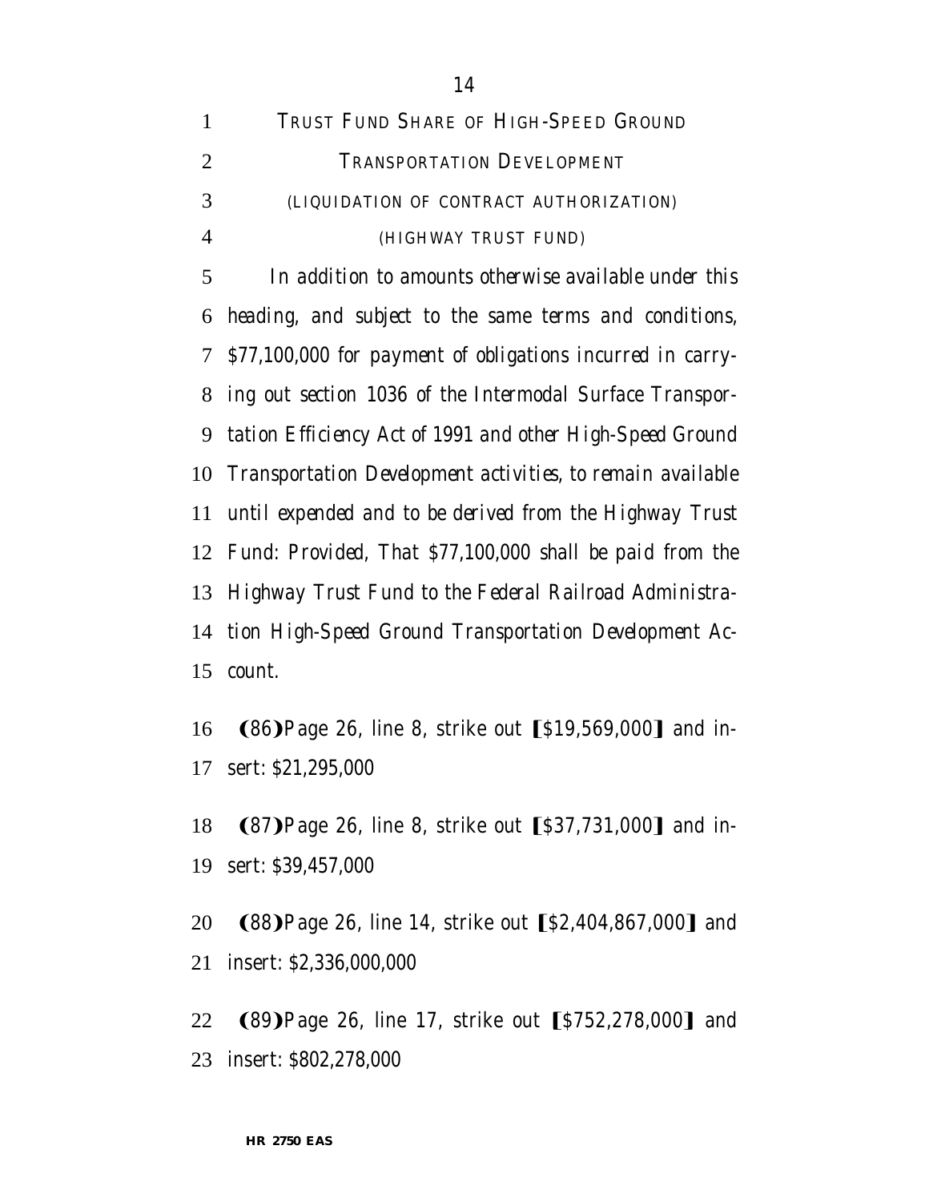TRUST FUND SHARE OF HIGH-SPEED GROUND TRANSPORTATION DEVELOPMENT

(LIQUIDATION OF CONTRACT AUTHORIZATION)

(HIGHWAY TRUST FUND)

*In addition to amounts otherwise available under this heading, and subject to the same terms and conditions, $77,100,000 for payment of obligations incurred in carrying out section 1036 of the Intermodal Surface Transportation Efficiency Act of 1991 and other High-Speed Ground Transportation Development activities, to remain available until expended and to be derived from the Highway Trust Fund: Provided, That $77,100,000 shall be paid from the Highway Trust Fund to the Federal Railroad Administration High-Speed Ground Transportation Development Account.*

(86)Page 26, line 8, strike out [$19,569,000] and insert: $21,295,000

(87)Page 26, line 8, strike out [$37,731,000] and insert: $39,457,000

(88)Page 26, line 14, strike out [$2,404,867,000] and insert: $2,336,000,000

(89)Page 26, line 17, strike out [$752,278,000] and insert: $802,278,000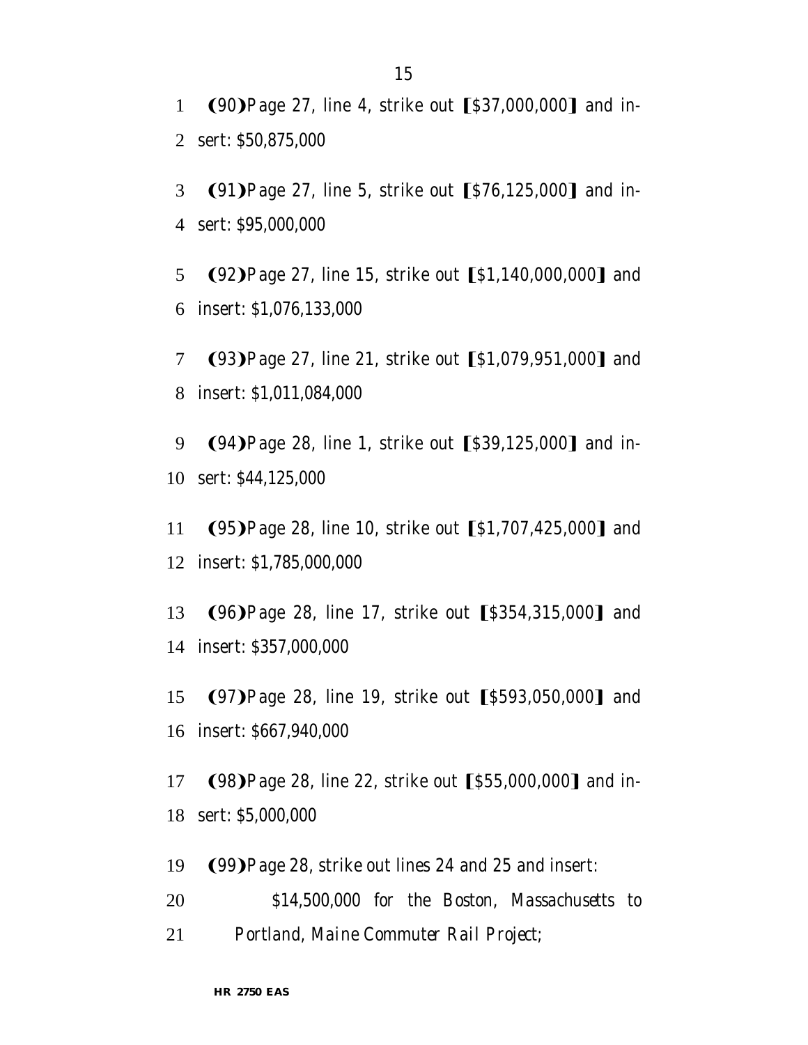(90) Page 27, line 4, strike out [$37,000,000] and insert: $50,875,000

(91) Page 27, line 5, strike out [$76,125,000] and insert: $95,000,000

(92) Page 27, line 15, strike out [$1,140,000,000] and insert: $1,076,133,000

(93) Page 27, line 21, strike out [$1,079,951,000] and insert: $1,011,084,000

(94) Page 28, line 1, strike out [$39,125,000] and insert: $44,125,000

(95) Page 28, line 10, strike out [$1,707,425,000] and insert: $1,785,000,000

(96) Page 28, line 17, strike out [$354,315,000] and insert: $357,000,000

(97) Page 28, line 19, strike out [$593,050,000] and insert: $667,940,000

(98) Page 28, line 22, strike out [$55,000,000] and insert: $5,000,000

(99) Page 28, strike out lines 24 and 25 and insert:

$14,500,000 for the Boston, Massachusetts to Portland, Maine Commuter Rail Project;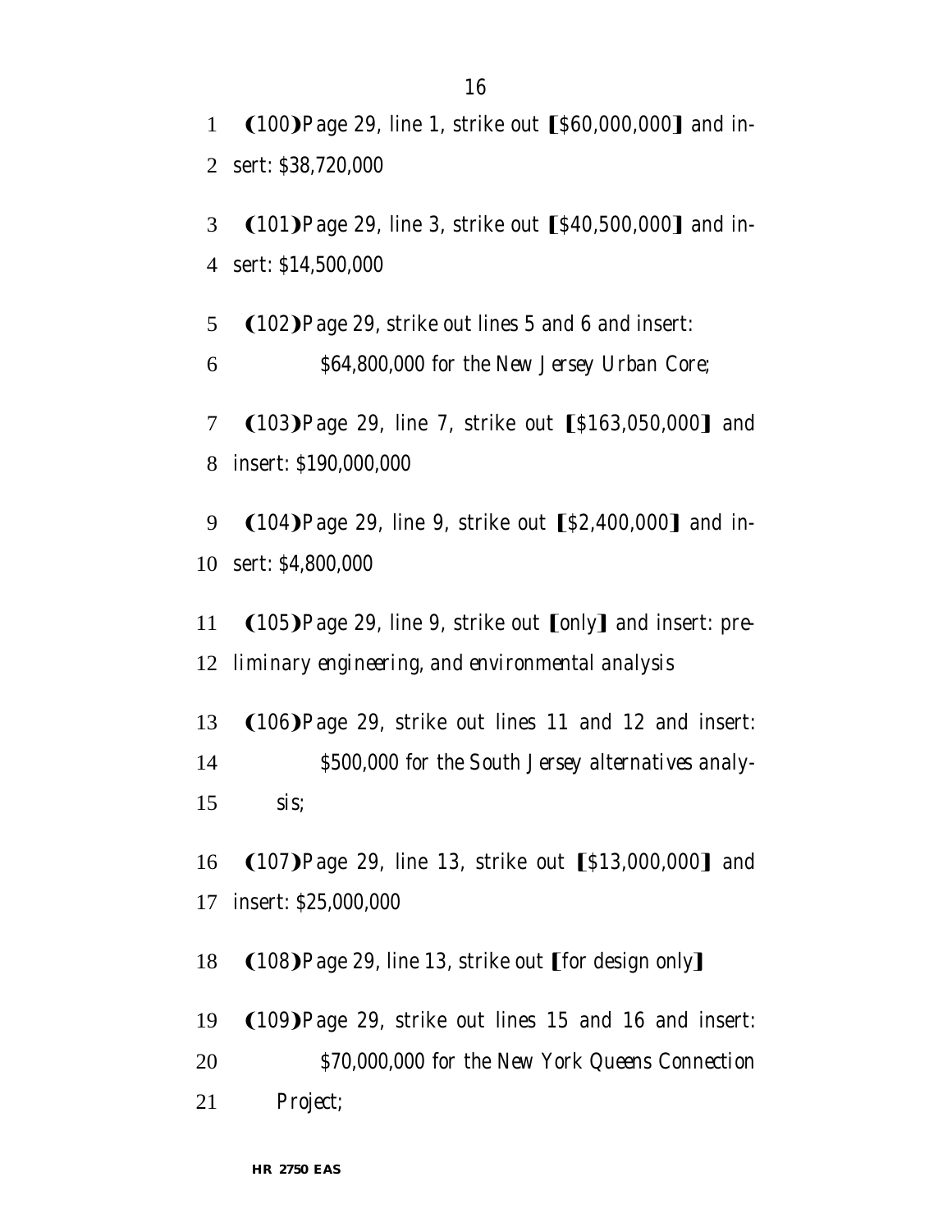(100) Page 29, line 1, strike out [$60,000,000] and insert: $38,720,000

(101) Page 29, line 3, strike out [$40,500,000] and insert: $14,500,000

(102) Page 29, strike out lines 5 and 6 and insert:

> $64,800,000 for the New Jersey Urban Core;

(103) Page 29, line 7, strike out [$163,050,000] and insert: $190,000,000

(104) Page 29, line 9, strike out [$2,400,000] and insert: $4,800,000

(105) Page 29, line 9, strike out [only] and insert: preliminary engineering, and environmental analysis

(106) Page 29, strike out lines 11 and 12 and insert:

> $500,000 for the South Jersey alternatives analysis;

(107) Page 29, line 13, strike out [$13,000,000] and insert: $25,000,000

(108) Page 29, line 13, strike out [for design only]

(109) Page 29, strike out lines 15 and 16 and insert:

> $70,000,000 for the New York Queens Connection Project;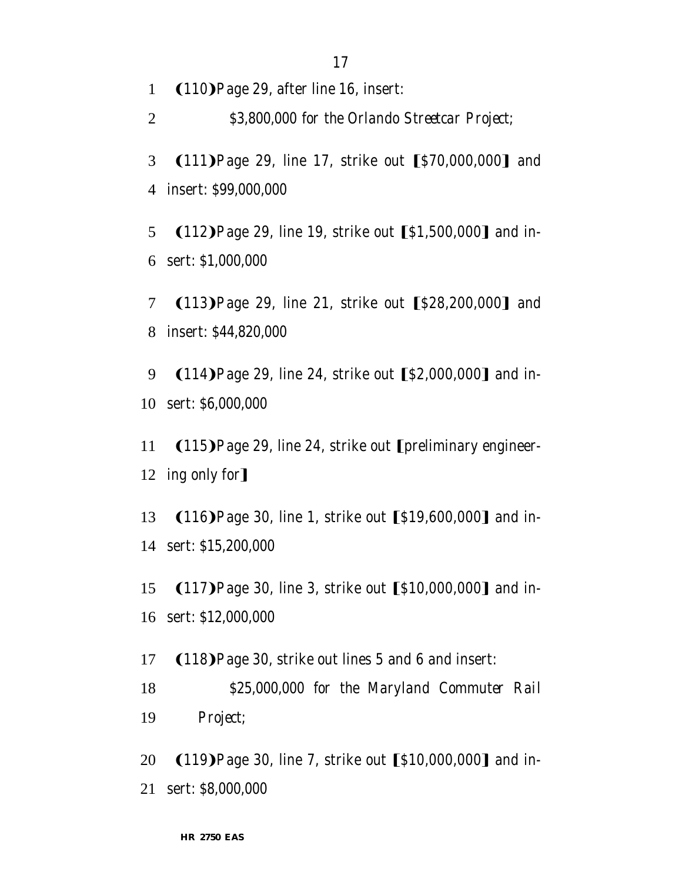(110) Page 29, after line 16, insert:

$3,800,000 for the Orlando Streetcar Project;

(111) Page 29, line 17, strike out [$70,000,000] and insert: $99,000,000

(112) Page 29, line 19, strike out [$1,500,000] and insert: $1,000,000

(113) Page 29, line 21, strike out [$28,200,000] and insert: $44,820,000

(114) Page 29, line 24, strike out [$2,000,000] and insert: $6,000,000

(115) Page 29, line 24, strike out [preliminary engineering only for]

(116) Page 30, line 1, strike out [$19,600,000] and insert: $15,200,000

(117) Page 30, line 3, strike out [$10,000,000] and insert: $12,000,000

(118) Page 30, strike out lines 5 and 6 and insert:

$25,000,000 for the Maryland Commuter Rail Project;

(119) Page 30, line 7, strike out [$10,000,000] and insert: $8,000,000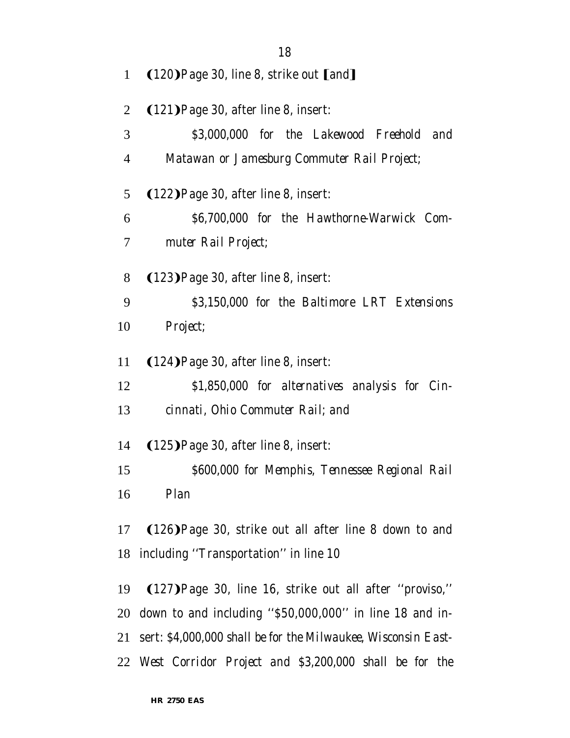(120) Page 30, line 8, strike out [and]

(121) Page 30, after line 8, insert:

*$3,000,000 for the Lakewood Freehold and Matawan or Jamesburg Commuter Rail Project;*

(122) Page 30, after line 8, insert:

*$6,700,000 for the Hawthorne-Warwick Commuter Rail Project;*

(123) Page 30, after line 8, insert:

*$3,150,000 for the Baltimore LRT Extensions Project;*

(124) Page 30, after line 8, insert:

*$1,850,000 for alternatives analysis for Cincinnati, Ohio Commuter Rail; and*

(125) Page 30, after line 8, insert:

*$600,000 for Memphis, Tennessee Regional Rail Plan*

(126) Page 30, strike out all after line 8 down to and including ''Transportation'' in line 10

(127) Page 30, line 16, strike out all after ''proviso,'' down to and including ''$50,000,000'' in line 18 and insert: *$4,000,000 shall be for the Milwaukee, Wisconsin East-West Corridor Project and $3,200,000 shall be for the*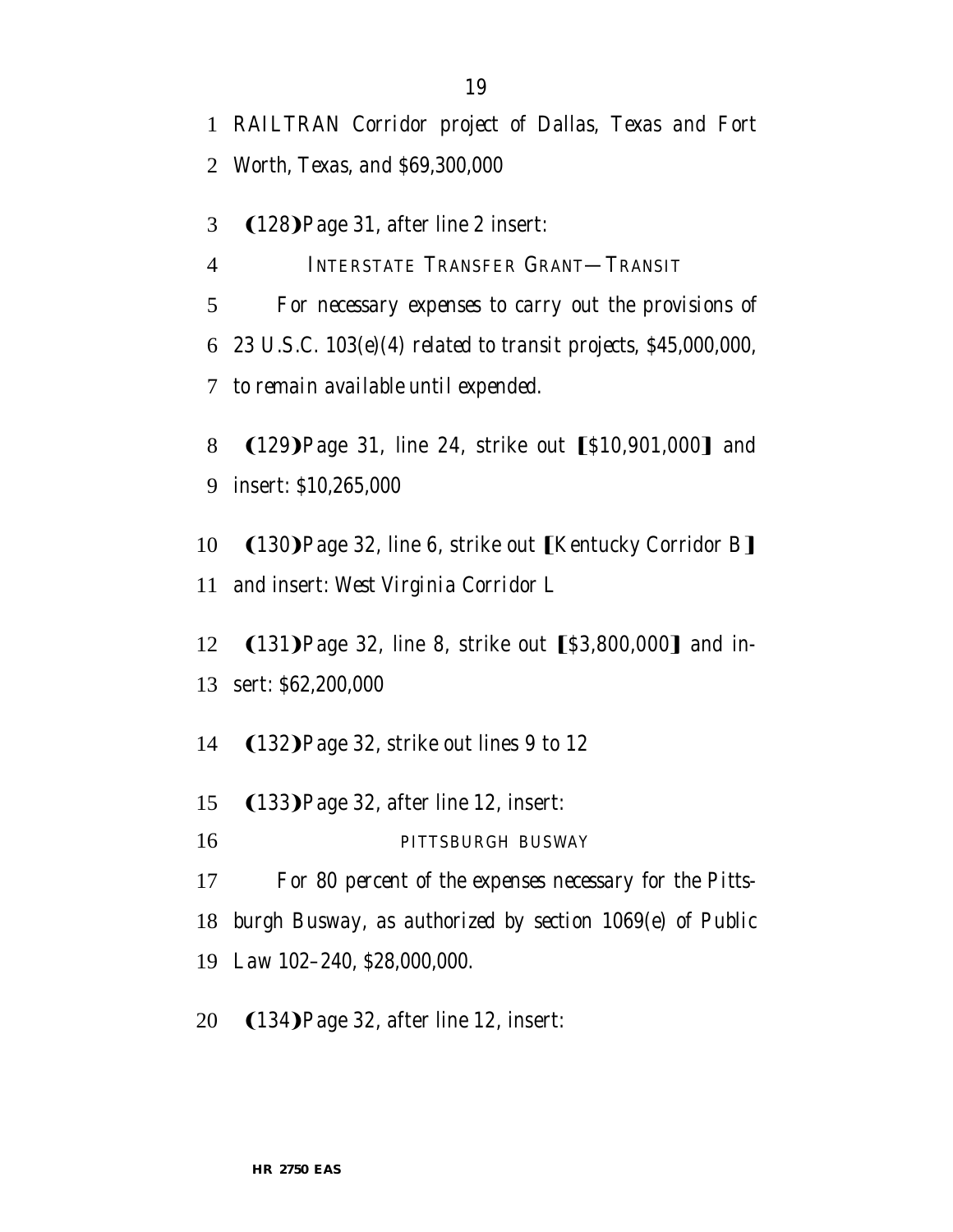RAILTRAN Corridor project of Dallas, Texas and Fort Worth, Texas, and $69,300,000

(128)Page 31, after line 2 insert:

INTERSTATE TRANSFER GRANT—TRANSIT

For necessary expenses to carry out the provisions of 23 U.S.C. 103(e)(4) related to transit projects, $45,000,000, to remain available until expended.

(129)Page 31, line 24, strike out [$10,901,000] and insert: $10,265,000

(130)Page 32, line 6, strike out [Kentucky Corridor B] and insert: West Virginia Corridor L

(131)Page 32, line 8, strike out [$3,800,000] and insert: $62,200,000

(132)Page 32, strike out lines 9 to 12

(133)Page 32, after line 12, insert:

PITTSBURGH BUSWAY

For 80 percent of the expenses necessary for the Pittsburgh Busway, as authorized by section 1069(e) of Public Law 102–240, $28,000,000.

(134)Page 32, after line 12, insert: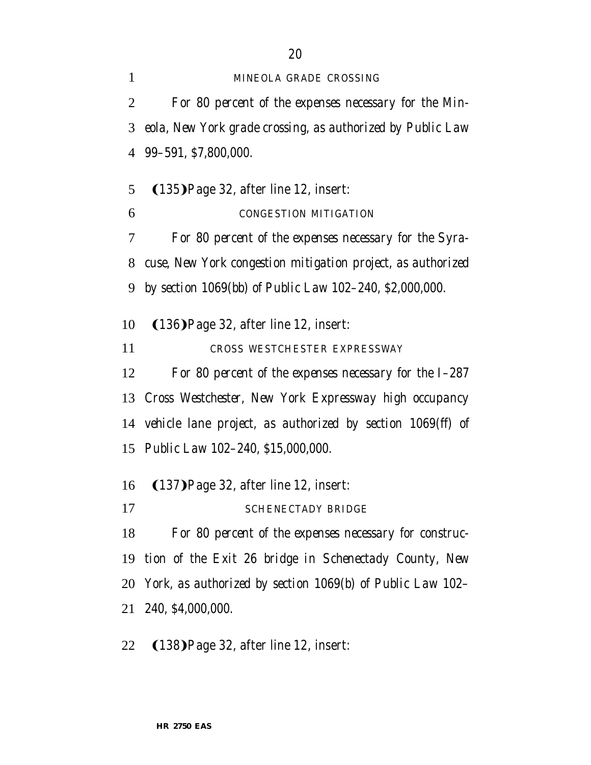MINEOLA GRADE CROSSING

*For 80 percent of the expenses necessary for the Mineola, New York grade crossing, as authorized by Public Law 99–591, $7,800,000.*

(135) Page 32, after line 12, insert:

CONGESTION MITIGATION

*For 80 percent of the expenses necessary for the Syracuse, New York congestion mitigation project, as authorized by section 1069(bb) of Public Law 102–240, $2,000,000.*

(136) Page 32, after line 12, insert:

CROSS WESTCHESTER EXPRESSWAY

*For 80 percent of the expenses necessary for the I–287 Cross Westchester, New York Expressway high occupancy vehicle lane project, as authorized by section 1069(ff) of Public Law 102–240, $15,000,000.*

(137) Page 32, after line 12, insert:

SCHENECTADY BRIDGE

*For 80 percent of the expenses necessary for construction of the Exit 26 bridge in Schenectady County, New York, as authorized by section 1069(b) of Public Law 102–240, $4,000,000.*

(138) Page 32, after line 12, insert: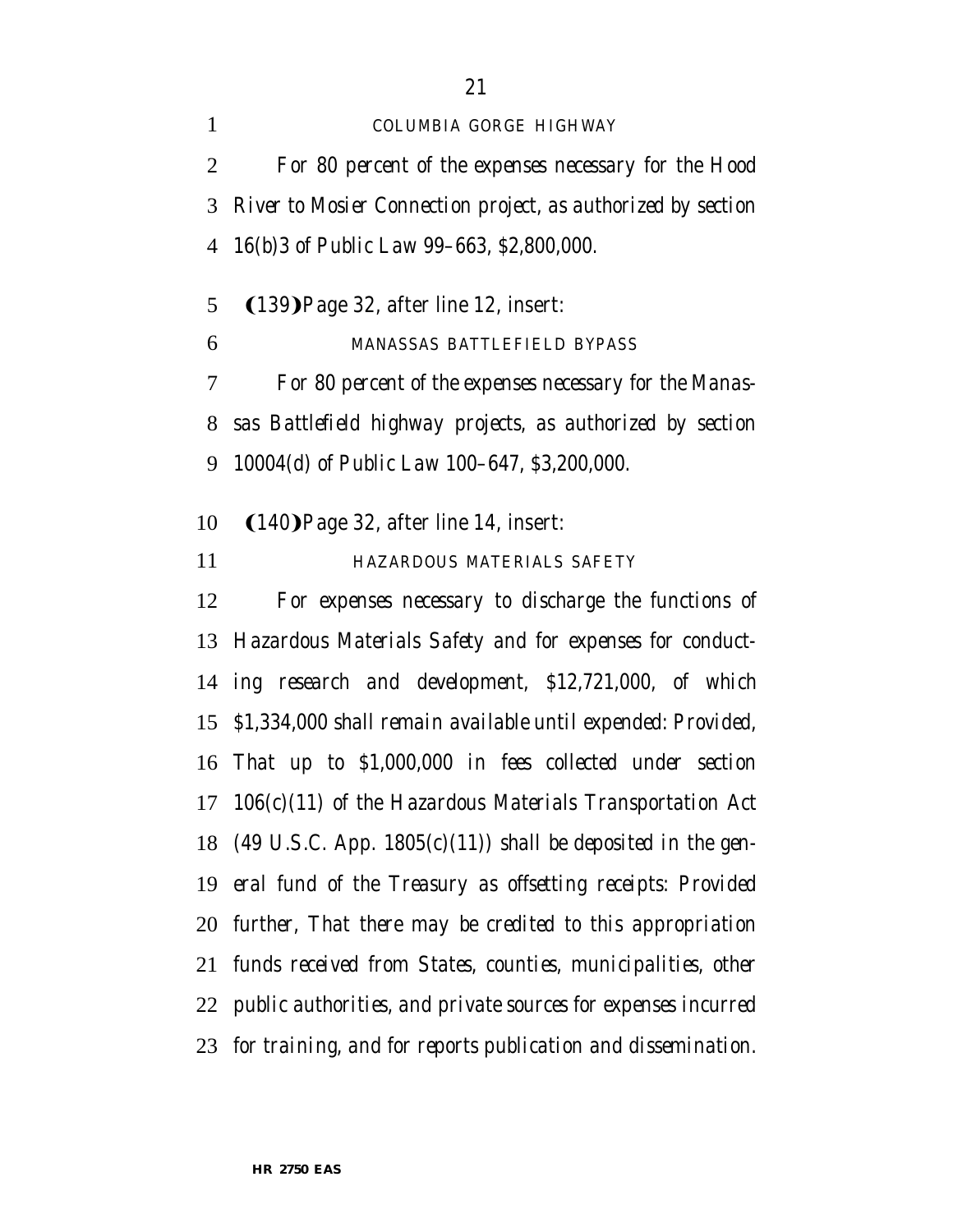COLUMBIA GORGE HIGHWAY

*For 80 percent of the expenses necessary for the Hood River to Mosier Connection project, as authorized by section 16(b)3 of Public Law 99–663, $2,800,000.*

(139) Page 32, after line 12, insert:

MANASSAS BATTLEFIELD BYPASS

*For 80 percent of the expenses necessary for the Manassas Battlefield highway projects, as authorized by section 10004(d) of Public Law 100–647, $3,200,000.*

(140) Page 32, after line 14, insert:

HAZARDOUS MATERIALS SAFETY

*For expenses necessary to discharge the functions of Hazardous Materials Safety and for expenses for conducting research and development, $12,721,000, of which $1,334,000 shall remain available until expended: Provided, That up to $1,000,000 in fees collected under section 106(c)(11) of the Hazardous Materials Transportation Act (49 U.S.C. App. 1805(c)(11)) shall be deposited in the general fund of the Treasury as offsetting receipts: Provided further, That there may be credited to this appropriation funds received from States, counties, municipalities, other public authorities, and private sources for expenses incurred for training, and for reports publication and dissemination.*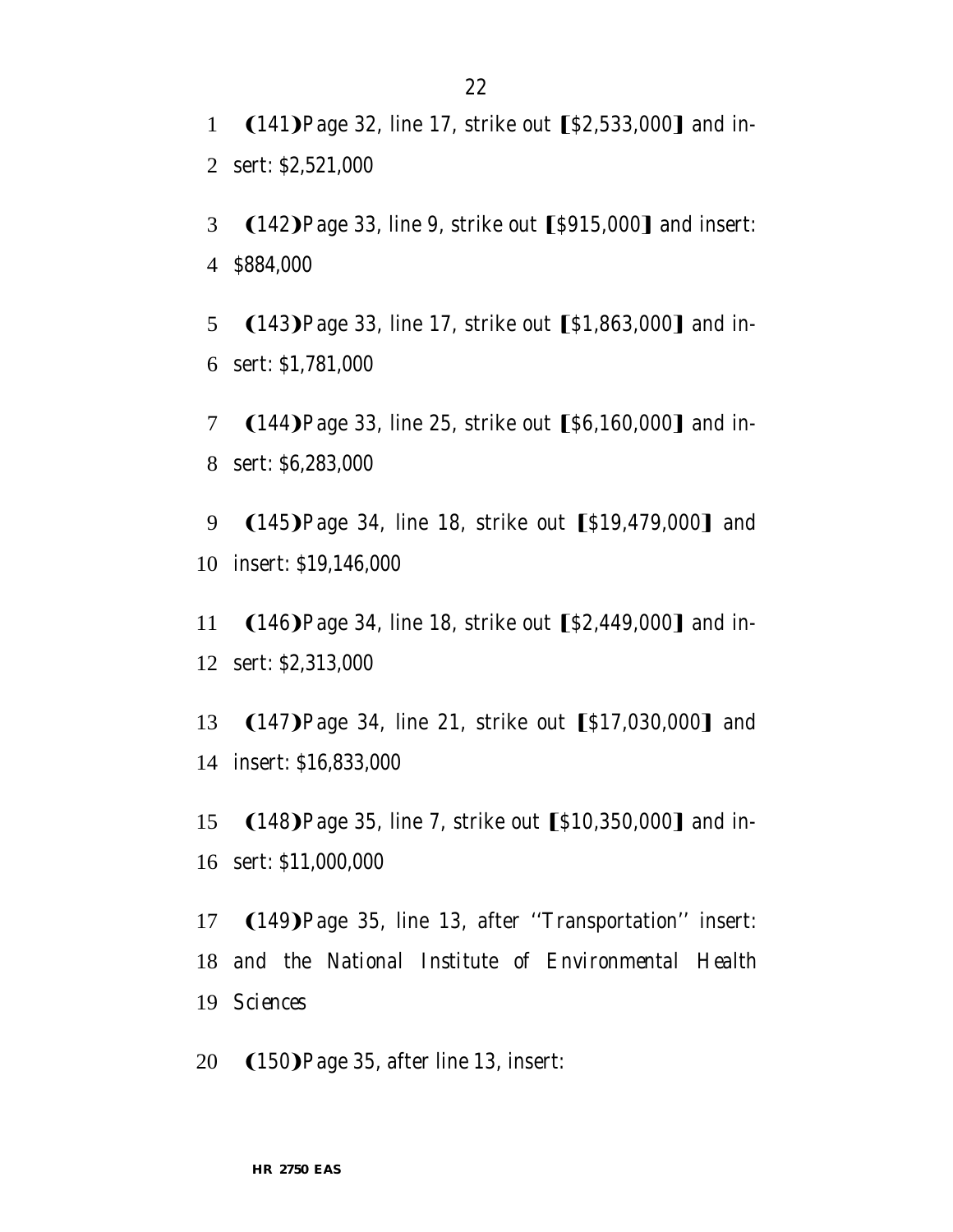(141) Page 32, line 17, strike out [$2,533,000] and insert: $2,521,000

(142) Page 33, line 9, strike out [$915,000] and insert: $884,000

(143) Page 33, line 17, strike out [$1,863,000] and insert: $1,781,000

(144) Page 33, line 25, strike out [$6,160,000] and insert: $6,283,000

(145) Page 34, line 18, strike out [$19,479,000] and insert: $19,146,000

(146) Page 34, line 18, strike out [$2,449,000] and insert: $2,313,000

(147) Page 34, line 21, strike out [$17,030,000] and insert: $16,833,000

(148) Page 35, line 7, strike out [$10,350,000] and insert: $11,000,000

(149) Page 35, line 13, after "Transportation" insert: and the National Institute of Environmental Health Sciences

(150) Page 35, after line 13, insert: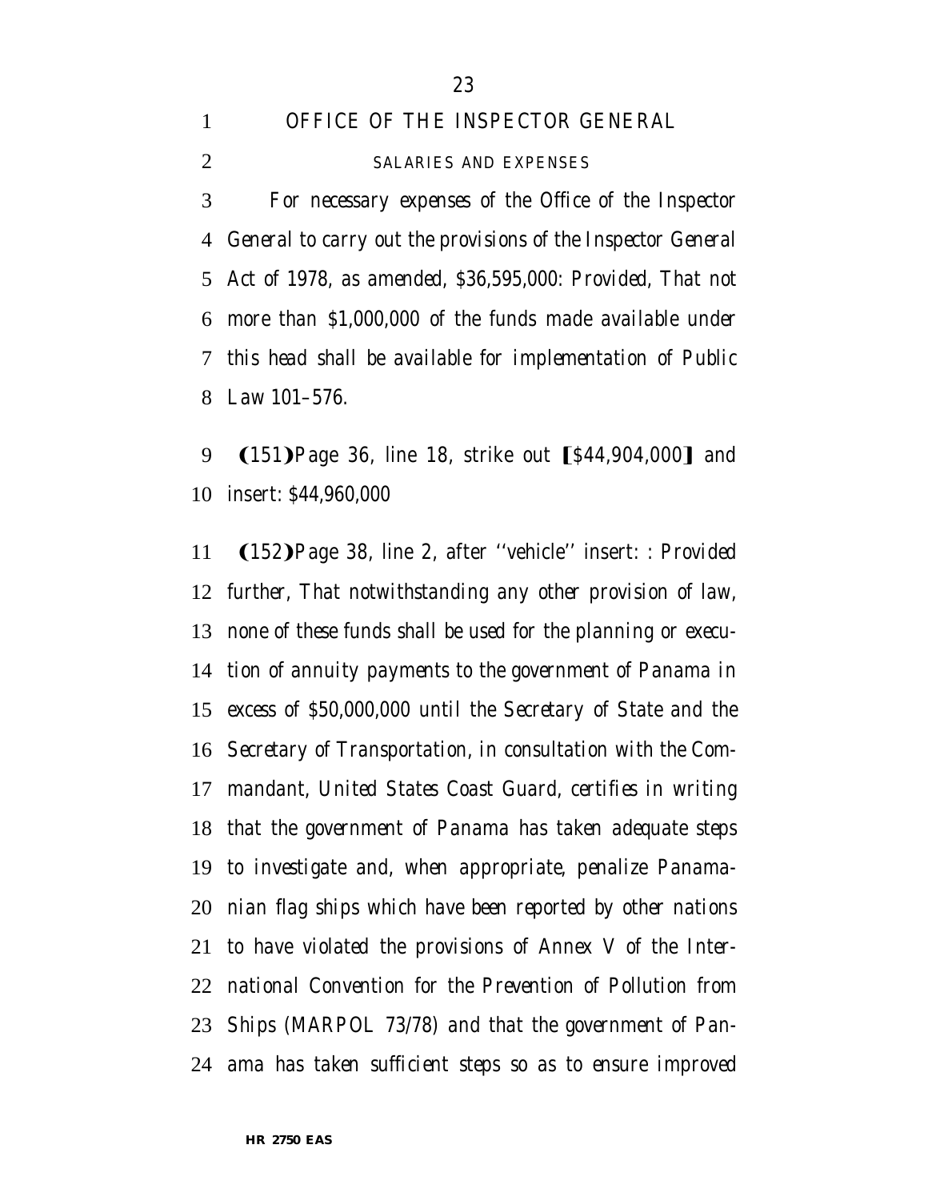## OFFICE OF THE INSPECTOR GENERAL

### SALARIES AND EXPENSES

*For necessary expenses of the Office of the Inspector General to carry out the provisions of the Inspector General Act of 1978, as amended, $36,595,000: Provided, That not more than $1,000,000 of the funds made available under this head shall be available for implementation of Public Law 101–576.*

(151)Page 36, line 18, strike out [$44,904,000] and insert: *$44,960,000*

(152)Page 38, line 2, after ''vehicle'' insert: *: Provided further, That notwithstanding any other provision of law, none of these funds shall be used for the planning or execution of annuity payments to the government of Panama in excess of $50,000,000 until the Secretary of State and the Secretary of Transportation, in consultation with the Commandant, United States Coast Guard, certifies in writing that the government of Panama has taken adequate steps to investigate and, when appropriate, penalize Panamanian flag ships which have been reported by other nations to have violated the provisions of Annex V of the International Convention for the Prevention of Pollution from Ships (MARPOL 73/78) and that the government of Panama has taken sufficient steps so as to ensure improved*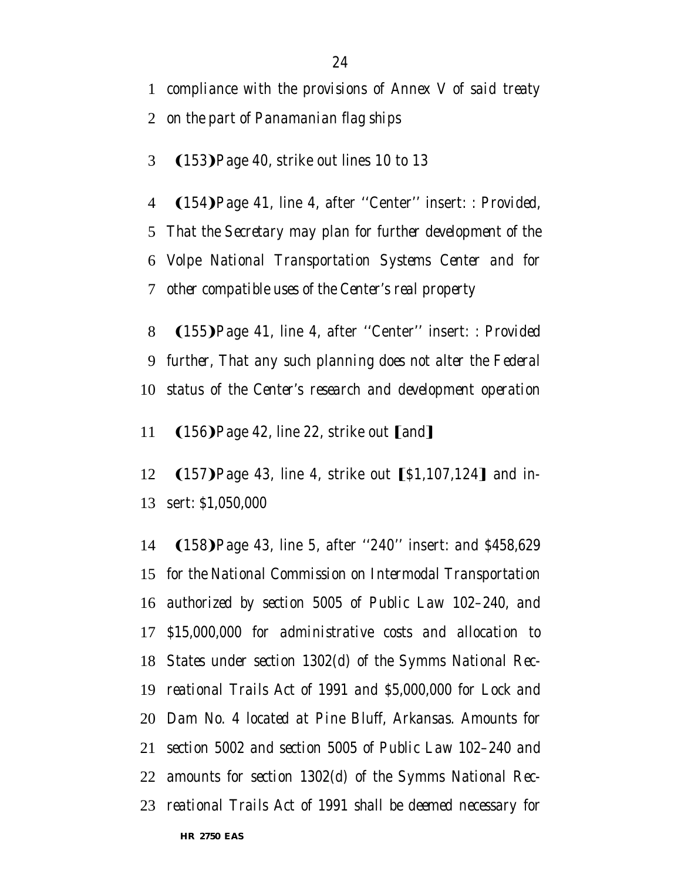compliance with the provisions of Annex V of said treaty on the part of Panamanian flag ships

(153) Page 40, strike out lines 10 to 13

(154) Page 41, line 4, after "Center" insert: *: Provided, That the Secretary may plan for further development of the Volpe National Transportation Systems Center and for other compatible uses of the Center's real property*

(155) Page 41, line 4, after "Center" insert: *: Provided further, That any such planning does not alter the Federal status of the Center's research and development operation*

(156) Page 42, line 22, strike out [and]

(157) Page 43, line 4, strike out [$1,107,124] and insert: *$1,050,000*

(158) Page 43, line 5, after "240" insert: *and $458,629 for the National Commission on Intermodal Transportation authorized by section 5005 of Public Law 102–240, and $15,000,000 for administrative costs and allocation to States under section 1302(d) of the Symms National Recreational Trails Act of 1991 and $5,000,000 for Lock and Dam No. 4 located at Pine Bluff, Arkansas. Amounts for section 5002 and section 5005 of Public Law 102–240 and amounts for section 1302(d) of the Symms National Recreational Trails Act of 1991 shall be deemed necessary for*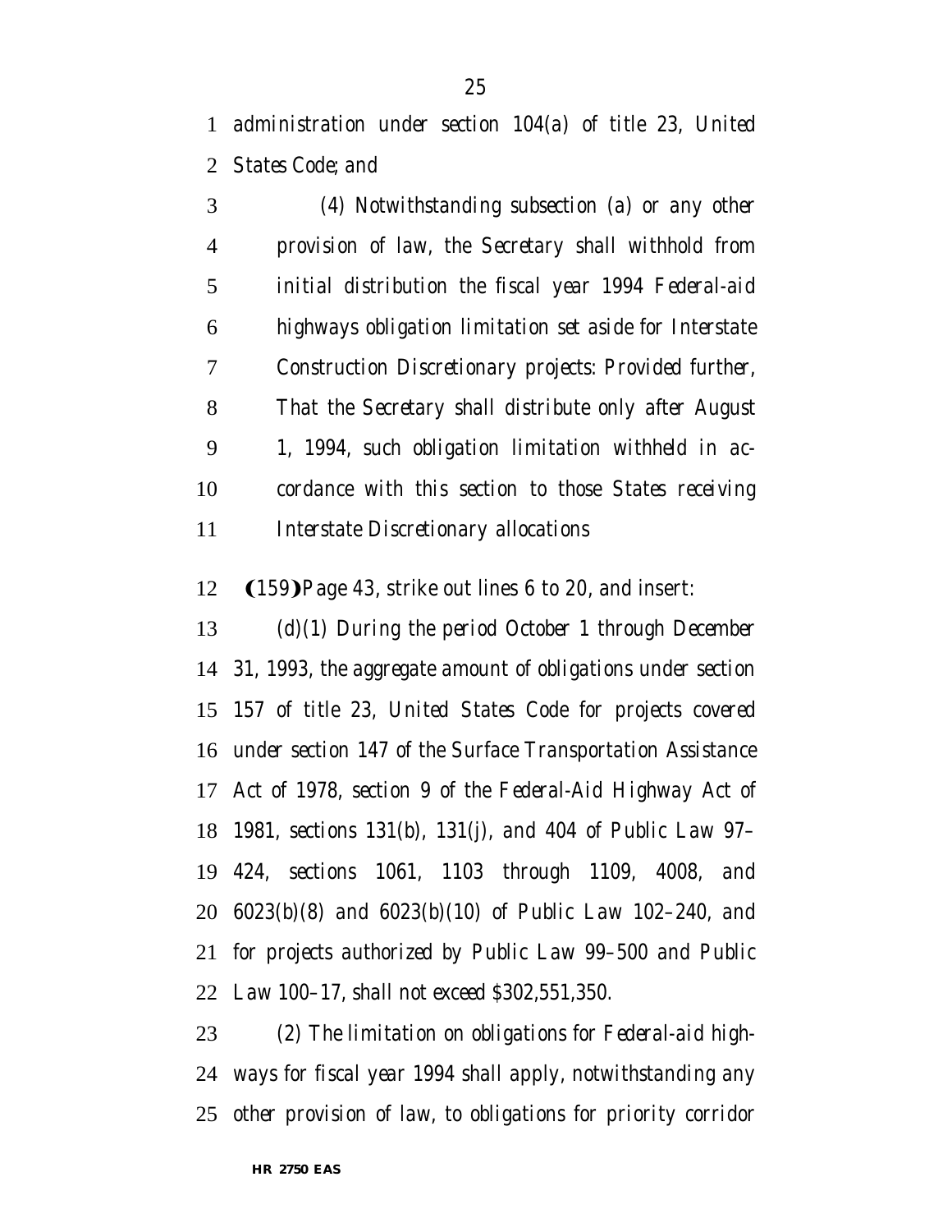administration under section 104(a) of title 23, United States Code; and

(4) Notwithstanding subsection (a) or any other provision of law, the Secretary shall withhold from initial distribution the fiscal year 1994 Federal-aid highways obligation limitation set aside for Interstate Construction Discretionary projects: *Provided further*, That the Secretary shall distribute only after August 1, 1994, such obligation limitation withheld in accordance with this section to those States receiving Interstate Discretionary allocations

(159) Page 43, strike out lines 6 to 20, and insert:

(d)(1) During the period October 1 through December 31, 1993, the aggregate amount of obligations under section 157 of title 23, United States Code for projects covered under section 147 of the Surface Transportation Assistance Act of 1978, section 9 of the Federal-Aid Highway Act of 1981, sections 131(b), 131(j), and 404 of Public Law 97–424, sections 1061, 1103 through 1109, 4008, and 6023(b)(8) and 6023(b)(10) of Public Law 102–240, and for projects authorized by Public Law 99–500 and Public Law 100–17, shall not exceed $302,551,350.

(2) The limitation on obligations for Federal-aid highways for fiscal year 1994 shall apply, notwithstanding any other provision of law, to obligations for priority corridor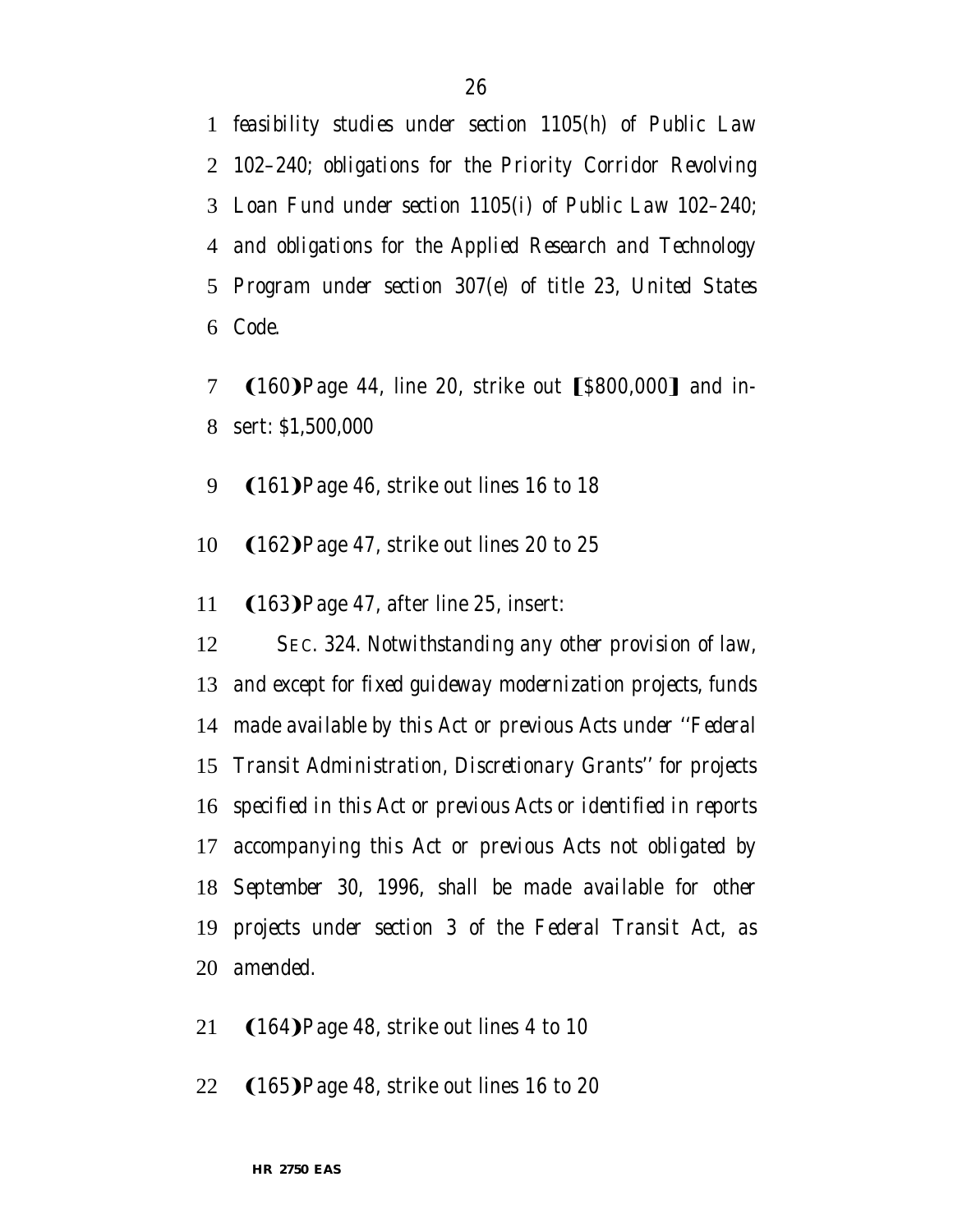feasibility studies under section 1105(h) of Public Law 102–240; obligations for the Priority Corridor Revolving Loan Fund under section 1105(i) of Public Law 102–240; and obligations for the Applied Research and Technology Program under section 307(e) of title 23, United States Code.

(160) Page 44, line 20, strike out [$800,000] and insert: $1,500,000

(161) Page 46, strike out lines 16 to 18

(162) Page 47, strike out lines 20 to 25

(163) Page 47, after line 25, insert:

SEC. 324. Notwithstanding any other provision of law, and except for fixed guideway modernization projects, funds made available by this Act or previous Acts under ''Federal Transit Administration, Discretionary Grants'' for projects specified in this Act or previous Acts or identified in reports accompanying this Act or previous Acts not obligated by September 30, 1996, shall be made available for other projects under section 3 of the Federal Transit Act, as amended.

(164) Page 48, strike out lines 4 to 10

(165) Page 48, strike out lines 16 to 20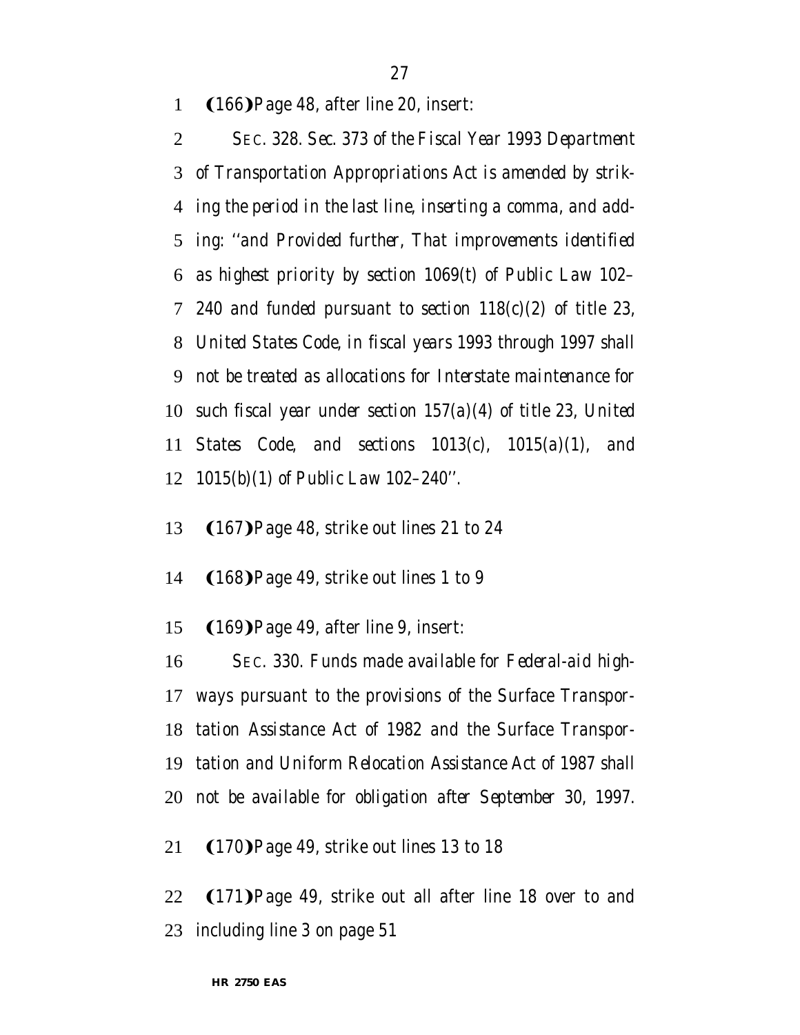(166) Page 48, after line 20, insert:

*SEC. 328. Sec. 373 of the Fiscal Year 1993 Department of Transportation Appropriations Act is amended by striking the period in the last line, inserting a comma, and adding: ''and Provided further, That improvements identified as highest priority by section 1069(t) of Public Law 102–240 and funded pursuant to section 118(c)(2) of title 23, United States Code, in fiscal years 1993 through 1997 shall not be treated as allocations for Interstate maintenance for such fiscal year under section 157(a)(4) of title 23, United States Code, and sections 1013(c), 1015(a)(1), and 1015(b)(1) of Public Law 102–240''.*

(167) Page 48, strike out lines 21 to 24

(168) Page 49, strike out lines 1 to 9

(169) Page 49, after line 9, insert:

*SEC. 330. Funds made available for Federal-aid highways pursuant to the provisions of the Surface Transportation Assistance Act of 1982 and the Surface Transportation and Uniform Relocation Assistance Act of 1987 shall not be available for obligation after September 30, 1997.*

(170) Page 49, strike out lines 13 to 18

(171) Page 49, strike out all after line 18 over to and including line 3 on page 51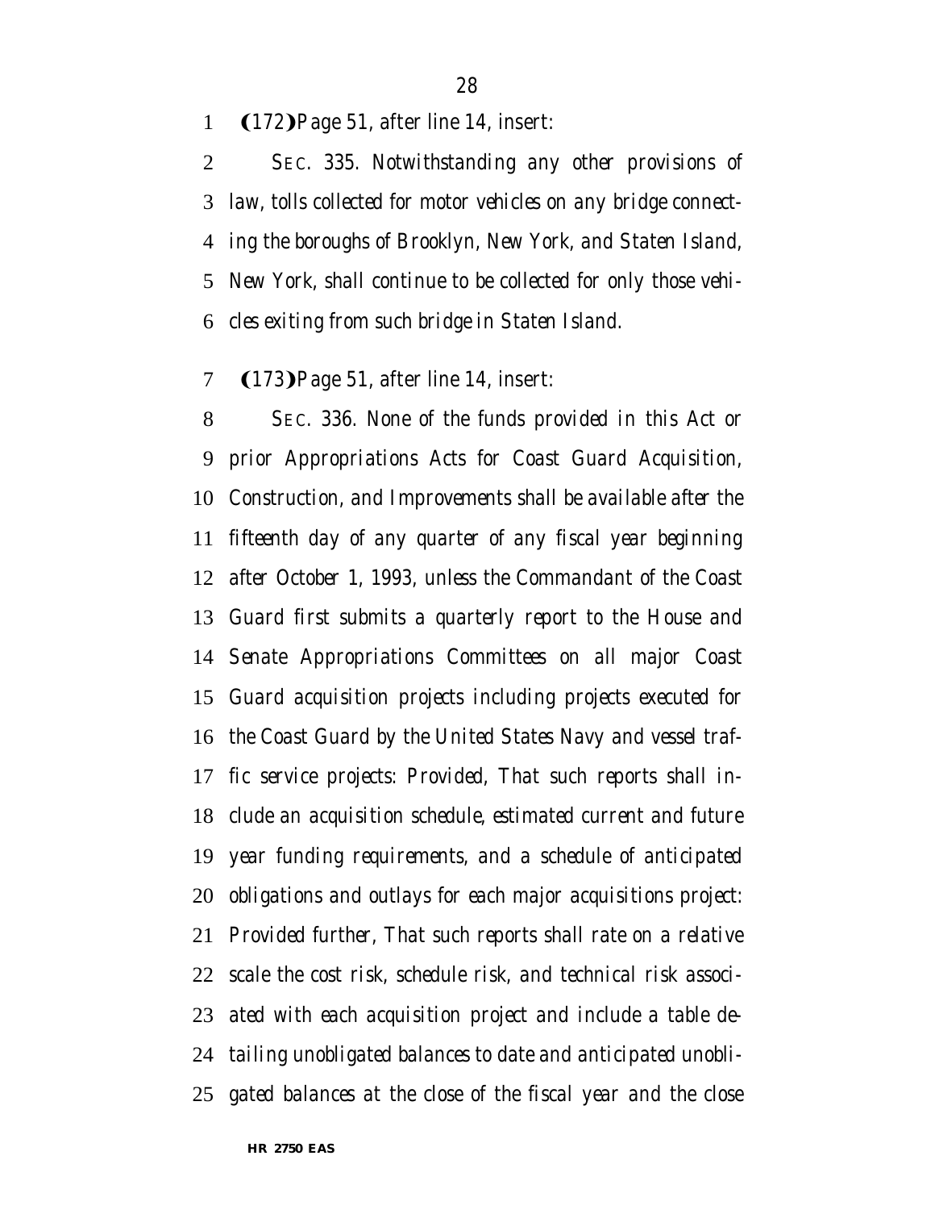(172) Page 51, after line 14, insert:

*SEC. 335. Notwithstanding any other provisions of law, tolls collected for motor vehicles on any bridge connecting the boroughs of Brooklyn, New York, and Staten Island, New York, shall continue to be collected for only those vehicles exiting from such bridge in Staten Island.*

(173) Page 51, after line 14, insert:

*SEC. 336. None of the funds provided in this Act or prior Appropriations Acts for Coast Guard Acquisition, Construction, and Improvements shall be available after the fifteenth day of any quarter of any fiscal year beginning after October 1, 1993, unless the Commandant of the Coast Guard first submits a quarterly report to the House and Senate Appropriations Committees on all major Coast Guard acquisition projects including projects executed for the Coast Guard by the United States Navy and vessel traffic service projects: Provided, That such reports shall include an acquisition schedule, estimated current and future year funding requirements, and a schedule of anticipated obligations and outlays for each major acquisitions project: Provided further, That such reports shall rate on a relative scale the cost risk, schedule risk, and technical risk associated with each acquisition project and include a table detailing unobligated balances to date and anticipated unobligated balances at the close of the fiscal year and the close*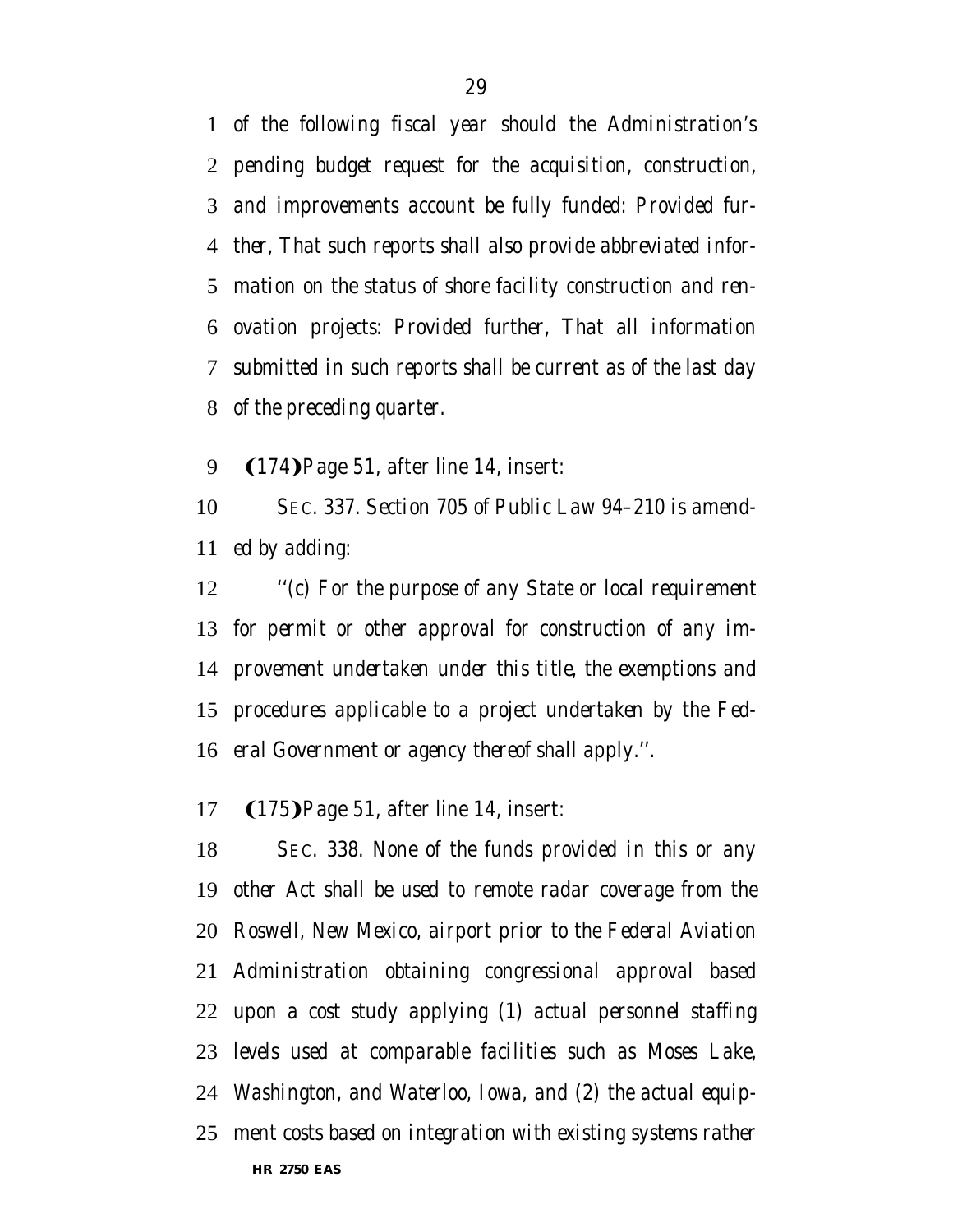*of the following fiscal year should the Administration's pending budget request for the acquisition, construction, and improvements account be fully funded: Provided further, That such reports shall also provide abbreviated information on the status of shore facility construction and renovation projects: Provided further, That all information submitted in such reports shall be current as of the last day of the preceding quarter.*

(174) Page 51, after line 14, insert:

*SEC. 337. Section 705 of Public Law 94–210 is amended by adding:*

*''(c) For the purpose of any State or local requirement for permit or other approval for construction of any improvement undertaken under this title, the exemptions and procedures applicable to a project undertaken by the Federal Government or agency thereof shall apply.''.*

(175) Page 51, after line 14, insert:

*SEC. 338. None of the funds provided in this or any other Act shall be used to remote radar coverage from the Roswell, New Mexico, airport prior to the Federal Aviation Administration obtaining congressional approval based upon a cost study applying (1) actual personnel staffing levels used at comparable facilities such as Moses Lake, Washington, and Waterloo, Iowa, and (2) the actual equipment costs based on integration with existing systems rather*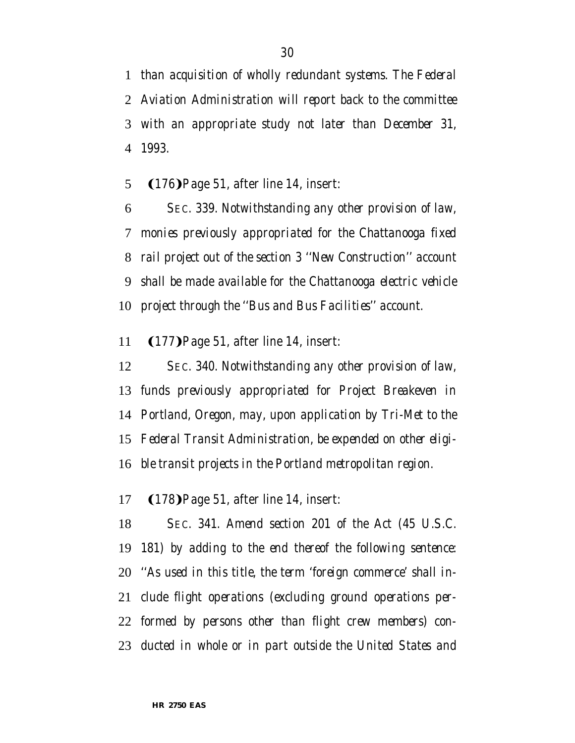than acquisition of wholly redundant systems. The Federal Aviation Administration will report back to the committee with an appropriate study not later than December 31, 1993.

(176) Page 51, after line 14, insert:

SEC. 339. Notwithstanding any other provision of law, monies previously appropriated for the Chattanooga fixed rail project out of the section 3 ''New Construction'' account shall be made available for the Chattanooga electric vehicle project through the ''Bus and Bus Facilities'' account.

(177) Page 51, after line 14, insert:

SEC. 340. Notwithstanding any other provision of law, funds previously appropriated for Project Breakeven in Portland, Oregon, may, upon application by Tri-Met to the Federal Transit Administration, be expended on other eligible transit projects in the Portland metropolitan region.

(178) Page 51, after line 14, insert:

SEC. 341. Amend section 201 of the Act (45 U.S.C. 181) by adding to the end thereof the following sentence: ''As used in this title, the term 'foreign commerce' shall include flight operations (excluding ground operations performed by persons other than flight crew members) conducted in whole or in part outside the United States and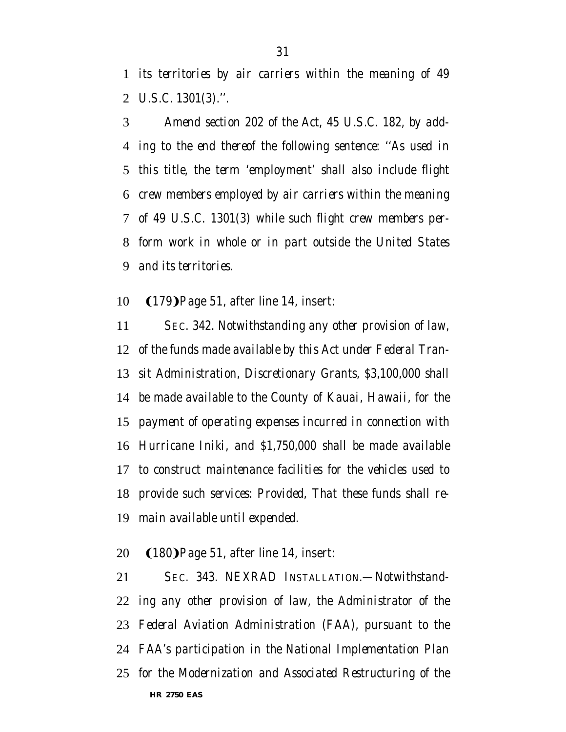*its territories by air carriers within the meaning of 49 U.S.C. 1301(3).''.*

*Amend section 202 of the Act, 45 U.S.C. 182, by adding to the end thereof the following sentence: ''As used in this title, the term 'employment' shall also include flight crew members employed by air carriers within the meaning of 49 U.S.C. 1301(3) while such flight crew members perform work in whole or in part outside the United States and its territories.*

(179) Page 51, after line 14, insert:

*SEC. 342. Notwithstanding any other provision of law, of the funds made available by this Act under Federal Transit Administration, Discretionary Grants, $3,100,000 shall be made available to the County of Kauai, Hawaii, for the payment of operating expenses incurred in connection with Hurricane Iniki, and $1,750,000 shall be made available to construct maintenance facilities for the vehicles used to provide such services: Provided, That these funds shall remain available until expended.*

(180) Page 51, after line 14, insert:

*SEC. 343. NEXRAD INSTALLATION.—Notwithstanding any other provision of law, the Administrator of the Federal Aviation Administration (FAA), pursuant to the FAA's participation in the National Implementation Plan for the Modernization and Associated Restructuring of the*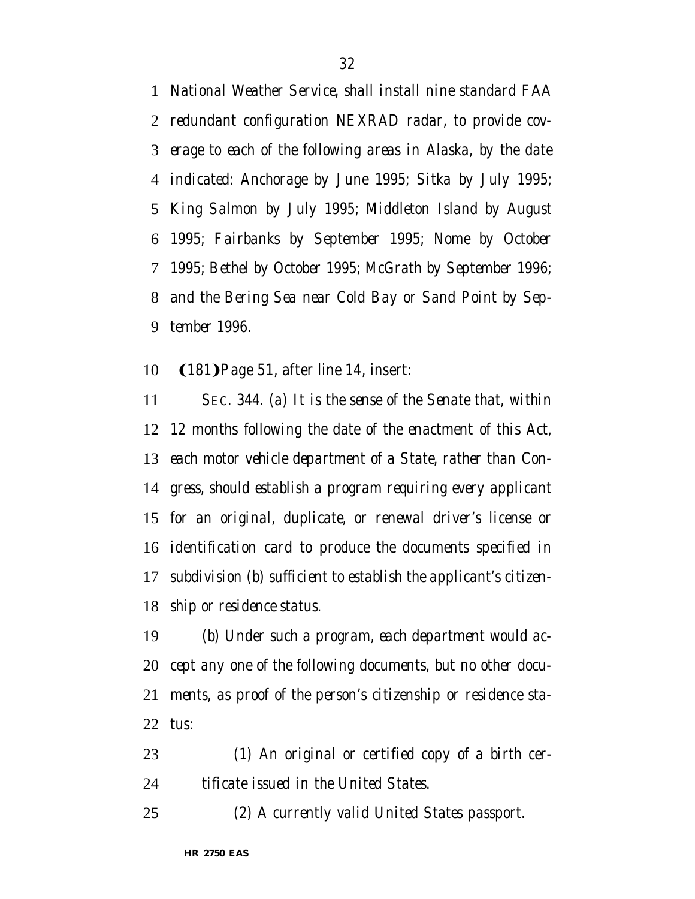*National Weather Service, shall install nine standard FAA redundant configuration NEXRAD radar, to provide coverage to each of the following areas in Alaska, by the date indicated: Anchorage by June 1995; Sitka by July 1995; King Salmon by July 1995; Middleton Island by August 1995; Fairbanks by September 1995; Nome by October 1995; Bethel by October 1995; McGrath by September 1996; and the Bering Sea near Cold Bay or Sand Point by September 1996.*

❨181❩Page 51, after line 14, insert:

*SEC. 344. (a) It is the sense of the Senate that, within 12 months following the date of the enactment of this Act, each motor vehicle department of a State, rather than Congress, should establish a program requiring every applicant for an original, duplicate, or renewal driver's license or identification card to produce the documents specified in subdivision (b) sufficient to establish the applicant's citizenship or residence status.*

*(b) Under such a program, each department would accept any one of the following documents, but no other documents, as proof of the person's citizenship or residence status:*

*(1) An original or certified copy of a birth certificate issued in the United States.*

*(2) A currently valid United States passport.*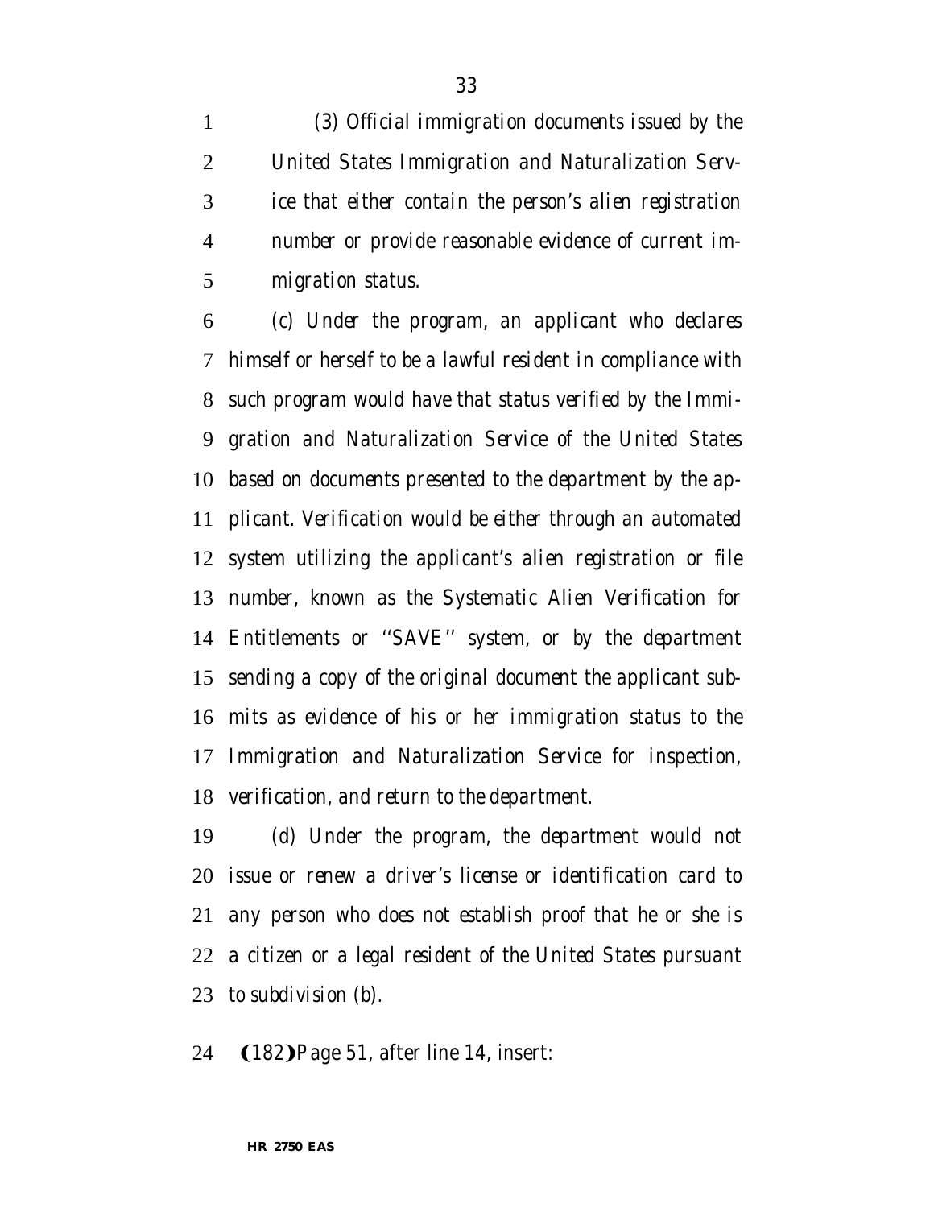*(3) Official immigration documents issued by the United States Immigration and Naturalization Service that either contain the person's alien registration number or provide reasonable evidence of current immigration status.*

*(c) Under the program, an applicant who declares himself or herself to be a lawful resident in compliance with such program would have that status verified by the Immigration and Naturalization Service of the United States based on documents presented to the department by the applicant. Verification would be either through an automated system utilizing the applicant's alien registration or file number, known as the Systematic Alien Verification for Entitlements or ''SAVE'' system, or by the department sending a copy of the original document the applicant submits as evidence of his or her immigration status to the Immigration and Naturalization Service for inspection, verification, and return to the department.*

*(d) Under the program, the department would not issue or renew a driver's license or identification card to any person who does not establish proof that he or she is a citizen or a legal resident of the United States pursuant to subdivision (b).*

(182) Page 51, after line 14, insert: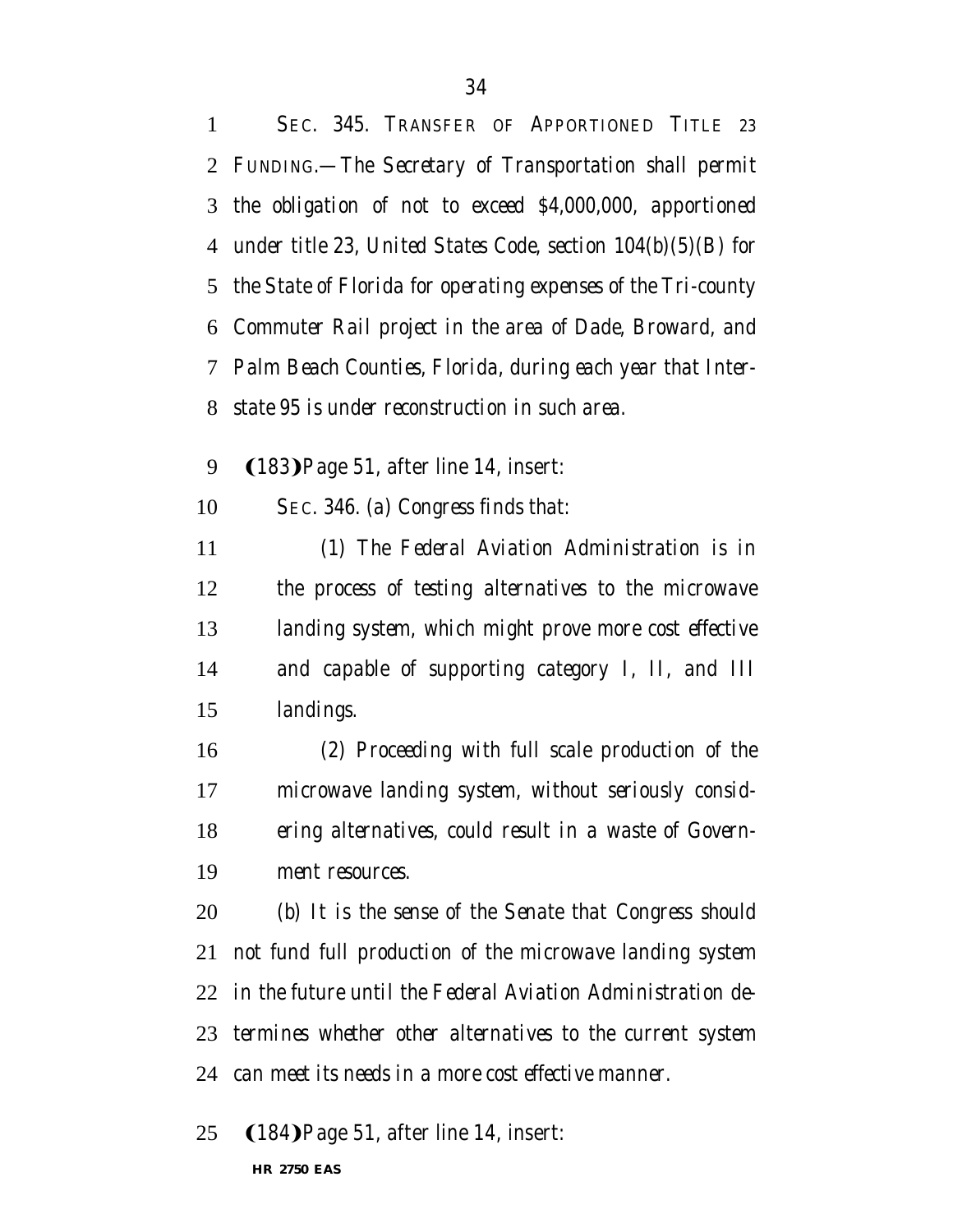SEC. 345. TRANSFER OF APPORTIONED TITLE 23 FUNDING.—*The Secretary of Transportation shall permit the obligation of not to exceed $4,000,000, apportioned under title 23, United States Code, section 104(b)(5)(B) for the State of Florida for operating expenses of the Tri-county Commuter Rail project in the area of Dade, Broward, and Palm Beach Counties, Florida, during each year that Interstate 95 is under reconstruction in such area.*

(183) Page 51, after line 14, insert:

*SEC. 346. (a) Congress finds that:*

*(1) The Federal Aviation Administration is in the process of testing alternatives to the microwave landing system, which might prove more cost effective and capable of supporting category I, II, and III landings.*

*(2) Proceeding with full scale production of the microwave landing system, without seriously considering alternatives, could result in a waste of Government resources.*

*(b) It is the sense of the Senate that Congress should not fund full production of the microwave landing system in the future until the Federal Aviation Administration determines whether other alternatives to the current system can meet its needs in a more cost effective manner.*

(184) Page 51, after line 14, insert: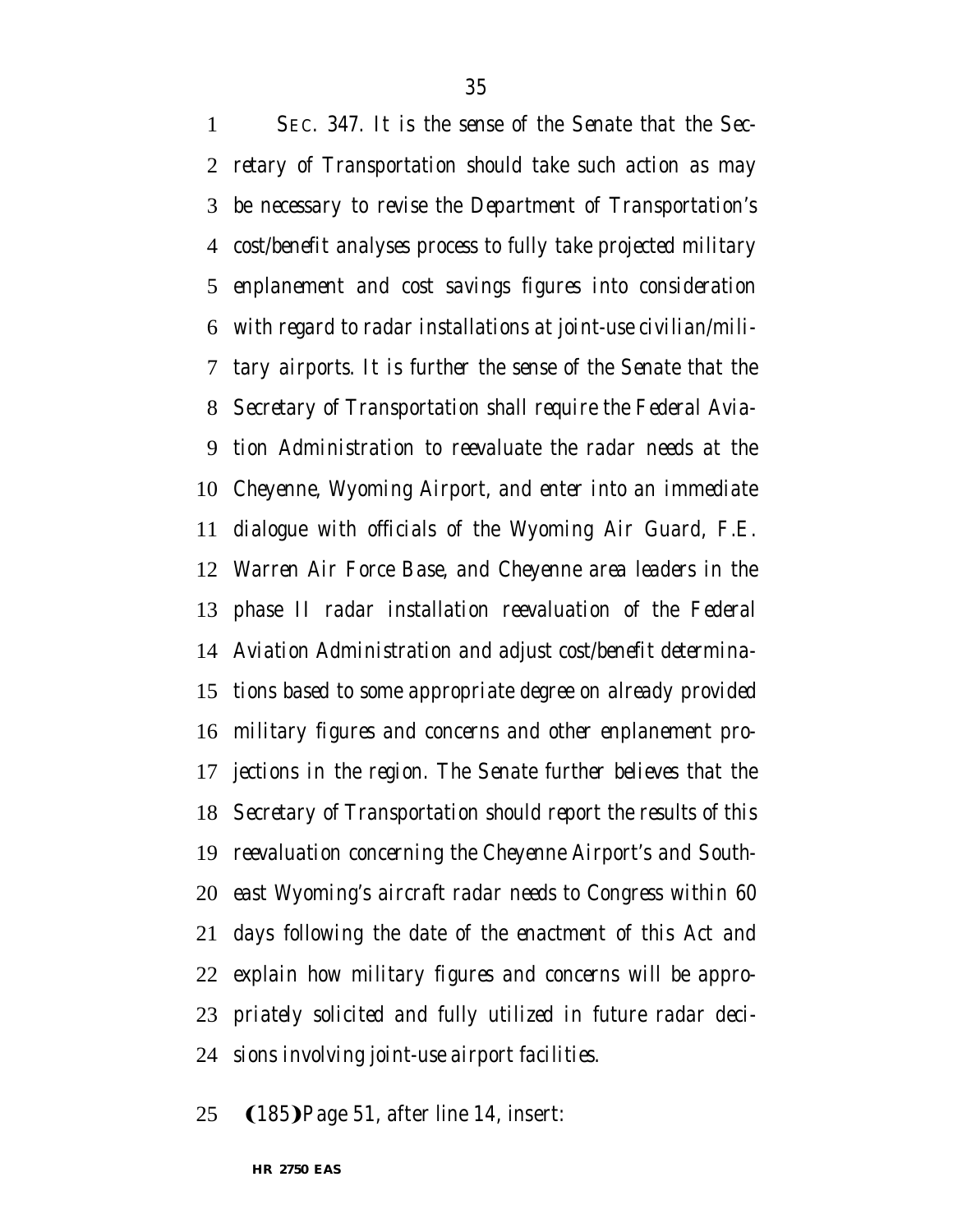SEC. 347. It is the sense of the Senate that the Secretary of Transportation should take such action as may be necessary to revise the Department of Transportation's cost/benefit analyses process to fully take projected military enplanement and cost savings figures into consideration with regard to radar installations at joint-use civilian/military airports. It is further the sense of the Senate that the Secretary of Transportation shall require the Federal Aviation Administration to reevaluate the radar needs at the Cheyenne, Wyoming Airport, and enter into an immediate dialogue with officials of the Wyoming Air Guard, F.E. Warren Air Force Base, and Cheyenne area leaders in the phase II radar installation reevaluation of the Federal Aviation Administration and adjust cost/benefit determinations based to some appropriate degree on already provided military figures and concerns and other enplanement projections in the region. The Senate further believes that the Secretary of Transportation should report the results of this reevaluation concerning the Cheyenne Airport's and Southeast Wyoming's aircraft radar needs to Congress within 60 days following the date of the enactment of this Act and explain how military figures and concerns will be appropriately solicited and fully utilized in future radar decisions involving joint-use airport facilities.

(185) Page 51, after line 14, insert: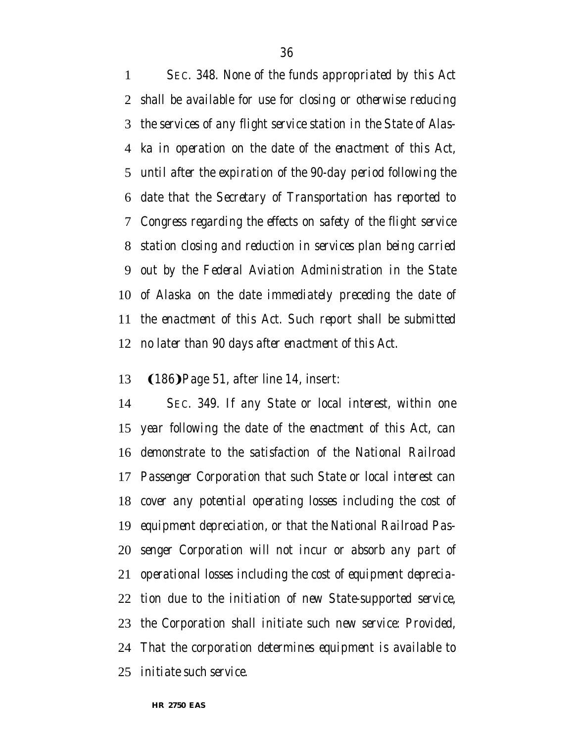*SEC. 348. None of the funds appropriated by this Act shall be available for use for closing or otherwise reducing the services of any flight service station in the State of Alaska in operation on the date of the enactment of this Act, until after the expiration of the 90-day period following the date that the Secretary of Transportation has reported to Congress regarding the effects on safety of the flight service station closing and reduction in services plan being carried out by the Federal Aviation Administration in the State of Alaska on the date immediately preceding the date of the enactment of this Act. Such report shall be submitted no later than 90 days after enactment of this Act.*

(186) Page 51, after line 14, insert:

*SEC. 349. If any State or local interest, within one year following the date of the enactment of this Act, can demonstrate to the satisfaction of the National Railroad Passenger Corporation that such State or local interest can cover any potential operating losses including the cost of equipment depreciation, or that the National Railroad Passenger Corporation will not incur or absorb any part of operational losses including the cost of equipment depreciation due to the initiation of new State-supported service, the Corporation shall initiate such new service: Provided, That the corporation determines equipment is available to initiate such service.*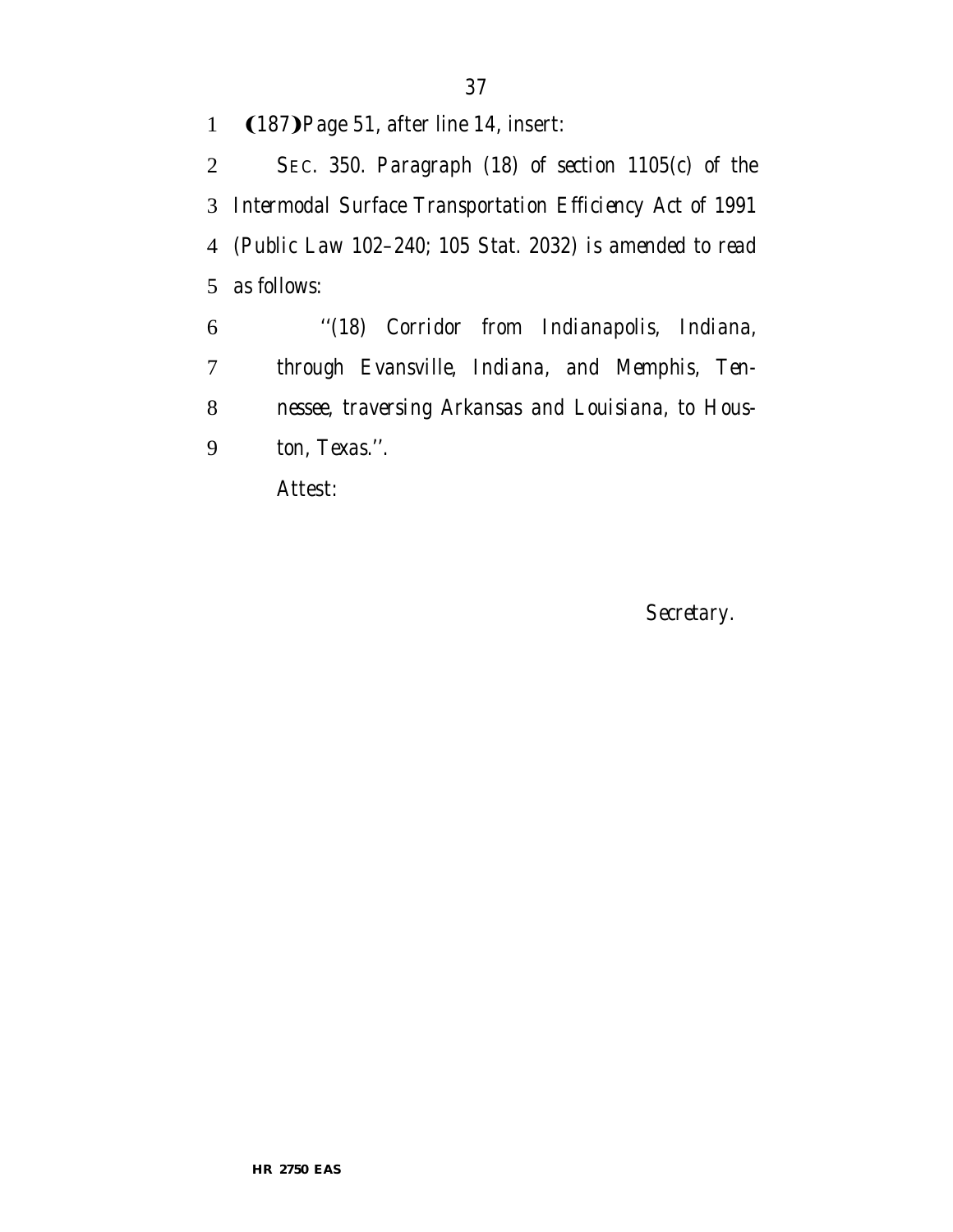(187) Page 51, after line 14, insert:

*SEC. 350. Paragraph (18) of section 1105(c) of the Intermodal Surface Transportation Efficiency Act of 1991 (Public Law 102–240; 105 Stat. 2032) is amended to read as follows:*

*''(18) Corridor from Indianapolis, Indiana, through Evansville, Indiana, and Memphis, Tennessee, traversing Arkansas and Louisiana, to Houston, Texas.''.*

Attest:

Secretary.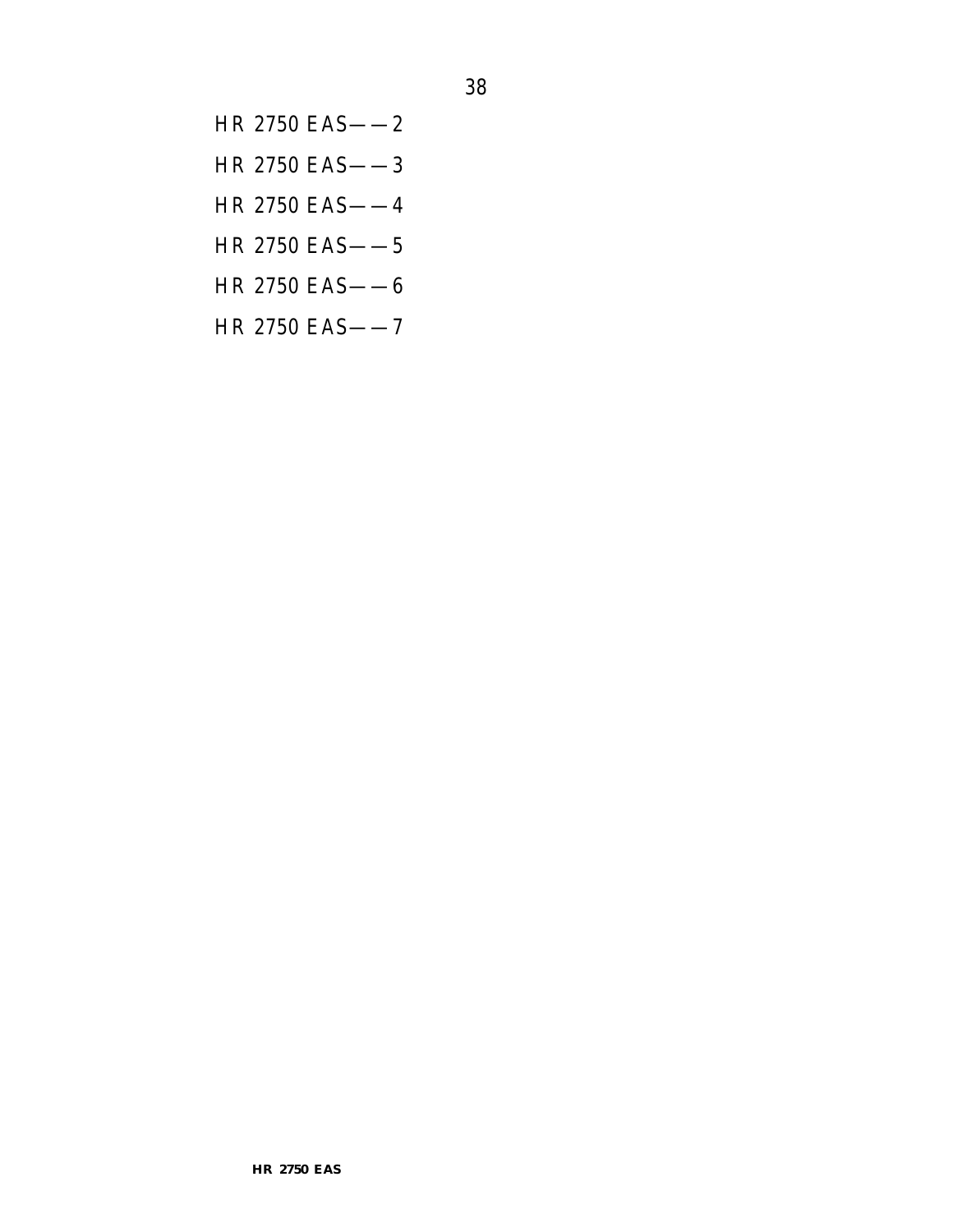HR 2750 EAS——2

HR 2750 EAS——3

HR 2750 EAS——4

HR 2750 EAS——5

HR 2750 EAS——6

HR 2750 EAS——7